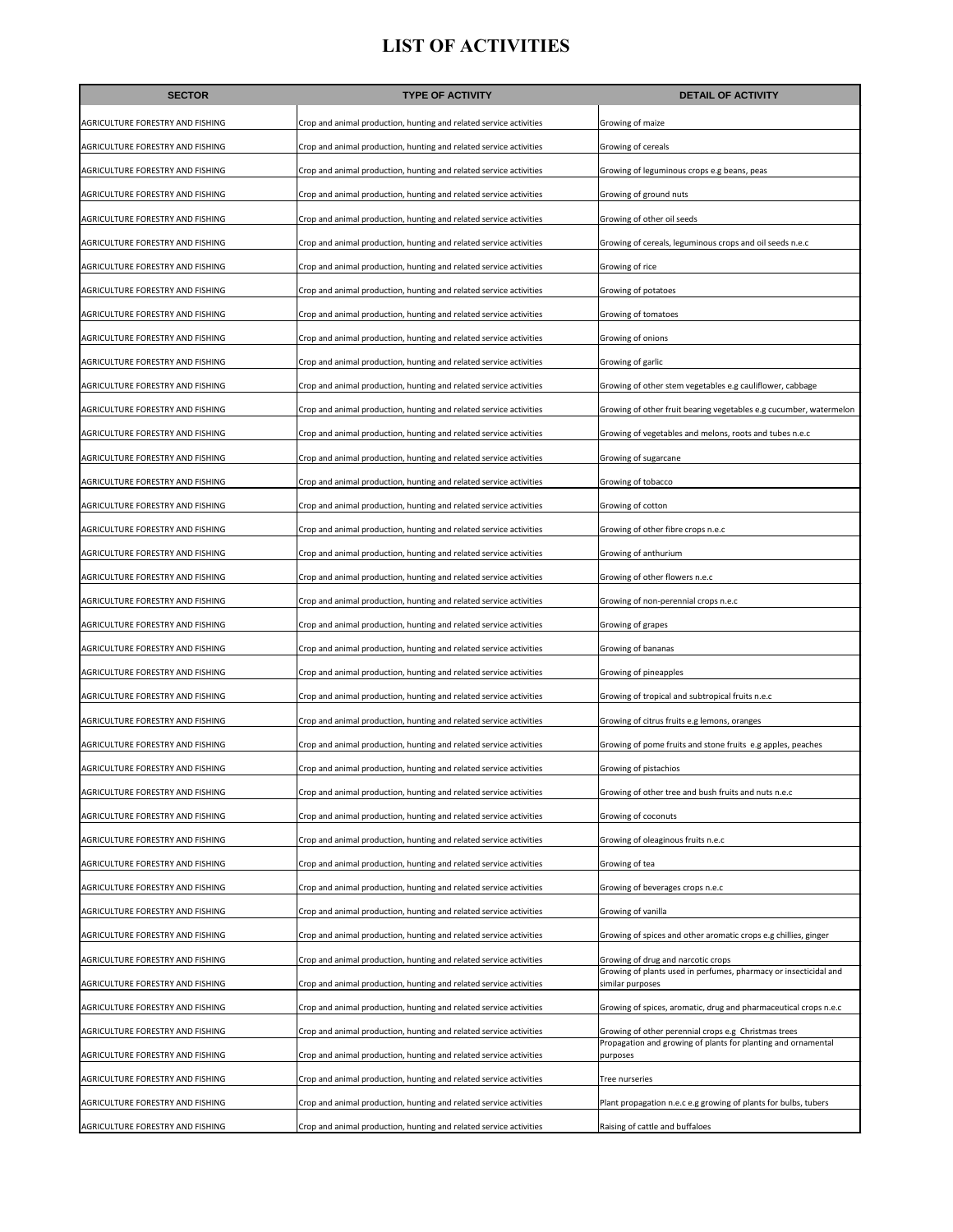# LIST OF ACTIVITIES

| SECTOR | TYPE OF ACTIVITY | DETAIL OF ACTIVITY |
|---|---|---|
| AGRICULTURE FORESTRY AND FISHING | Crop and animal production, hunting and related service activities | Growing of maize |
| AGRICULTURE FORESTRY AND FISHING | Crop and animal production, hunting and related service activities | Growing of cereals |
| AGRICULTURE FORESTRY AND FISHING | Crop and animal production, hunting and related service activities | Growing of leguminous crops e.g beans, peas |
| AGRICULTURE FORESTRY AND FISHING | Crop and animal production, hunting and related service activities | Growing of ground nuts |
| AGRICULTURE FORESTRY AND FISHING | Crop and animal production, hunting and related service activities | Growing of other oil seeds |
| AGRICULTURE FORESTRY AND FISHING | Crop and animal production, hunting and related service activities | Growing of cereals, leguminous crops and oil seeds n.e.c |
| AGRICULTURE FORESTRY AND FISHING | Crop and animal production, hunting and related service activities | Growing of rice |
| AGRICULTURE FORESTRY AND FISHING | Crop and animal production, hunting and related service activities | Growing of potatoes |
| AGRICULTURE FORESTRY AND FISHING | Crop and animal production, hunting and related service activities | Growing of tomatoes |
| AGRICULTURE FORESTRY AND FISHING | Crop and animal production, hunting and related service activities | Growing of onions |
| AGRICULTURE FORESTRY AND FISHING | Crop and animal production, hunting and related service activities | Growing of garlic |
| AGRICULTURE FORESTRY AND FISHING | Crop and animal production, hunting and related service activities | Growing of other stem vegetables e.g cauliflower, cabbage |
| AGRICULTURE FORESTRY AND FISHING | Crop and animal production, hunting and related service activities | Growing of other fruit bearing vegetables e.g cucumber, watermelon |
| AGRICULTURE FORESTRY AND FISHING | Crop and animal production, hunting and related service activities | Growing of vegetables and melons, roots and tubes n.e.c |
| AGRICULTURE FORESTRY AND FISHING | Crop and animal production, hunting and related service activities | Growing of sugarcane |
| AGRICULTURE FORESTRY AND FISHING | Crop and animal production, hunting and related service activities | Growing of tobacco |
| AGRICULTURE FORESTRY AND FISHING | Crop and animal production, hunting and related service activities | Growing of cotton |
| AGRICULTURE FORESTRY AND FISHING | Crop and animal production, hunting and related service activities | Growing of other fibre crops n.e.c |
| AGRICULTURE FORESTRY AND FISHING | Crop and animal production, hunting and related service activities | Growing of anthurium |
| AGRICULTURE FORESTRY AND FISHING | Crop and animal production, hunting and related service activities | Growing of other flowers n.e.c |
| AGRICULTURE FORESTRY AND FISHING | Crop and animal production, hunting and related service activities | Growing of non-perennial crops n.e.c |
| AGRICULTURE FORESTRY AND FISHING | Crop and animal production, hunting and related service activities | Growing of grapes |
| AGRICULTURE FORESTRY AND FISHING | Crop and animal production, hunting and related service activities | Growing of bananas |
| AGRICULTURE FORESTRY AND FISHING | Crop and animal production, hunting and related service activities | Growing of pineapples |
| AGRICULTURE FORESTRY AND FISHING | Crop and animal production, hunting and related service activities | Growing of tropical and subtropical fruits n.e.c |
| AGRICULTURE FORESTRY AND FISHING | Crop and animal production, hunting and related service activities | Growing of citrus fruits e.g lemons, oranges |
| AGRICULTURE FORESTRY AND FISHING | Crop and animal production, hunting and related service activities | Growing of pome fruits and stone fruits e.g apples, peaches |
| AGRICULTURE FORESTRY AND FISHING | Crop and animal production, hunting and related service activities | Growing of pistachios |
| AGRICULTURE FORESTRY AND FISHING | Crop and animal production, hunting and related service activities | Growing of other tree and bush fruits and nuts n.e.c |
| AGRICULTURE FORESTRY AND FISHING | Crop and animal production, hunting and related service activities | Growing of coconuts |
| AGRICULTURE FORESTRY AND FISHING | Crop and animal production, hunting and related service activities | Growing of oleaginous fruits n.e.c |
| AGRICULTURE FORESTRY AND FISHING | Crop and animal production, hunting and related service activities | Growing of tea |
| AGRICULTURE FORESTRY AND FISHING | Crop and animal production, hunting and related service activities | Growing of beverages crops n.e.c |
| AGRICULTURE FORESTRY AND FISHING | Crop and animal production, hunting and related service activities | Growing of vanilla |
| AGRICULTURE FORESTRY AND FISHING | Crop and animal production, hunting and related service activities | Growing of spices and other aromatic crops e.g chillies, ginger |
| AGRICULTURE FORESTRY AND FISHING | Crop and animal production, hunting and related service activities | Growing of drug and narcotic crops |
| AGRICULTURE FORESTRY AND FISHING | Crop and animal production, hunting and related service activities | Growing of plants used in perfumes, pharmacy or insecticidal and similar purposes |
| AGRICULTURE FORESTRY AND FISHING | Crop and animal production, hunting and related service activities | Growing of spices, aromatic, drug and pharmaceutical crops n.e.c |
| AGRICULTURE FORESTRY AND FISHING | Crop and animal production, hunting and related service activities | Growing of other perennial crops e.g Christmas trees |
| AGRICULTURE FORESTRY AND FISHING | Crop and animal production, hunting and related service activities | Propagation and growing of plants for planting and ornamental purposes |
| AGRICULTURE FORESTRY AND FISHING | Crop and animal production, hunting and related service activities | Tree nurseries |
| AGRICULTURE FORESTRY AND FISHING | Crop and animal production, hunting and related service activities | Plant propagation n.e.c e.g growing of plants for bulbs, tubers |
| AGRICULTURE FORESTRY AND FISHING | Crop and animal production, hunting and related service activities | Raising of cattle and buffaloes |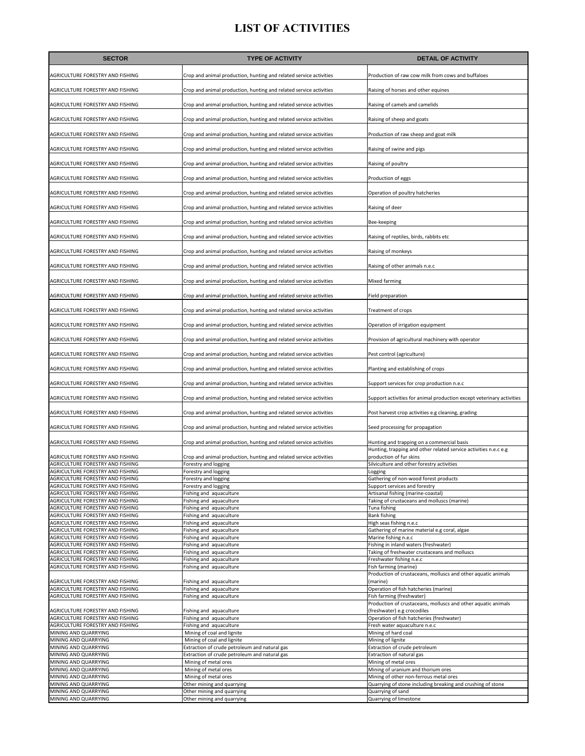# LIST OF ACTIVITIES

| SECTOR | TYPE OF ACTIVITY | DETAIL OF ACTIVITY |
|---|---|---|
| AGRICULTURE FORESTRY AND FISHING | Crop and animal production, hunting and related service activities | Production of raw cow milk from cows and buffaloes |
| AGRICULTURE FORESTRY AND FISHING | Crop and animal production, hunting and related service activities | Raising of horses and other equines |
| AGRICULTURE FORESTRY AND FISHING | Crop and animal production, hunting and related service activities | Raising of camels and camelids |
| AGRICULTURE FORESTRY AND FISHING | Crop and animal production, hunting and related service activities | Raising of sheep and goats |
| AGRICULTURE FORESTRY AND FISHING | Crop and animal production, hunting and related service activities | Production of raw sheep and goat milk |
| AGRICULTURE FORESTRY AND FISHING | Crop and animal production, hunting and related service activities | Raising of swine and pigs |
| AGRICULTURE FORESTRY AND FISHING | Crop and animal production, hunting and related service activities | Raising of poultry |
| AGRICULTURE FORESTRY AND FISHING | Crop and animal production, hunting and related service activities | Production of eggs |
| AGRICULTURE FORESTRY AND FISHING | Crop and animal production, hunting and related service activities | Operation of poultry hatcheries |
| AGRICULTURE FORESTRY AND FISHING | Crop and animal production, hunting and related service activities | Raising of deer |
| AGRICULTURE FORESTRY AND FISHING | Crop and animal production, hunting and related service activities | Bee-keeping |
| AGRICULTURE FORESTRY AND FISHING | Crop and animal production, hunting and related service activities | Raising of reptiles, birds, rabbits etc |
| AGRICULTURE FORESTRY AND FISHING | Crop and animal production, hunting and related service activities | Raising of monkeys |
| AGRICULTURE FORESTRY AND FISHING | Crop and animal production, hunting and related service activities | Raising of other animals n.e.c |
| AGRICULTURE FORESTRY AND FISHING | Crop and animal production, hunting and related service activities | Mixed farming |
| AGRICULTURE FORESTRY AND FISHING | Crop and animal production, hunting and related service activities | Field preparation |
| AGRICULTURE FORESTRY AND FISHING | Crop and animal production, hunting and related service activities | Treatment of crops |
| AGRICULTURE FORESTRY AND FISHING | Crop and animal production, hunting and related service activities | Operation of irrigation equipment |
| AGRICULTURE FORESTRY AND FISHING | Crop and animal production, hunting and related service activities | Provision of agricultural machinery with operator |
| AGRICULTURE FORESTRY AND FISHING | Crop and animal production, hunting and related service activities | Pest control (agriculture) |
| AGRICULTURE FORESTRY AND FISHING | Crop and animal production, hunting and related service activities | Planting and establishing of crops |
| AGRICULTURE FORESTRY AND FISHING | Crop and animal production, hunting and related service activities | Support services for crop production n.e.c |
| AGRICULTURE FORESTRY AND FISHING | Crop and animal production, hunting and related service activities | Support activities for animal production except veterinary activities |
| AGRICULTURE FORESTRY AND FISHING | Crop and animal production, hunting and related service activities | Post harvest crop activities e.g cleaning, grading |
| AGRICULTURE FORESTRY AND FISHING | Crop and animal production, hunting and related service activities | Seed processing for propagation |
| AGRICULTURE FORESTRY AND FISHING | Crop and animal production, hunting and related service activities | Hunting and trapping on a commercial basis |
| AGRICULTURE FORESTRY AND FISHING | Crop and animal production, hunting and related service activities | Hunting, trapping and other related service activities n.e.c e.g production of fur skins |
| AGRICULTURE FORESTRY AND FISHING | Forestry and logging | Silviculture and other forestry activities |
| AGRICULTURE FORESTRY AND FISHING | Forestry and logging | Logging |
| AGRICULTURE FORESTRY AND FISHING | Forestry and logging | Gathering of non-wood forest products |
| AGRICULTURE FORESTRY AND FISHING | Forestry and logging | Support services and forestry |
| AGRICULTURE FORESTRY AND FISHING | Fishing and aquaculture | Artisanal fishing (marine-coastal) |
| AGRICULTURE FORESTRY AND FISHING | Fishing and aquaculture | Taking of crustaceans and molluscs (marine) |
| AGRICULTURE FORESTRY AND FISHING | Fishing and aquaculture | Tuna fishing |
| AGRICULTURE FORESTRY AND FISHING | Fishing and aquaculture | Bank fishing |
| AGRICULTURE FORESTRY AND FISHING | Fishing and aquaculture | High seas fishing n.e.c |
| AGRICULTURE FORESTRY AND FISHING | Fishing and aquaculture | Gathering of marine material e.g coral, algae |
| AGRICULTURE FORESTRY AND FISHING | Fishing and aquaculture | Marine fishing n.e.c |
| AGRICULTURE FORESTRY AND FISHING | Fishing and aquaculture | Fishing in inland waters (freshwater) |
| AGRICULTURE FORESTRY AND FISHING | Fishing and aquaculture | Taking of freshwater crustaceans and molluscs |
| AGRICULTURE FORESTRY AND FISHING | Fishing and aquaculture | Freshwater fishing n.e.c |
| AGRICULTURE FORESTRY AND FISHING | Fishing and aquaculture | Fish farming (marine) |
| AGRICULTURE FORESTRY AND FISHING | Fishing and aquaculture | Production of crustaceans, molluscs and other aquatic animals (marine) |
| AGRICULTURE FORESTRY AND FISHING | Fishing and aquaculture | Operation of fish hatcheries (marine) |
| AGRICULTURE FORESTRY AND FISHING | Fishing and aquaculture | Fish farming (freshwater) |
| AGRICULTURE FORESTRY AND FISHING | Fishing and aquaculture | Production of crustaceans, molluscs and other aquatic animals (freshwater) e.g crocodiles |
| AGRICULTURE FORESTRY AND FISHING | Fishing and aquaculture | Operation of fish hatcheries (freshwater) |
| AGRICULTURE FORESTRY AND FISHING | Fishing and aquaculture | Fresh water aquaculture n.e.c |
| MINING AND QUARRYING | Mining of coal and lignite | Mining of hard coal |
| MINING AND QUARRYING | Mining of coal and lignite | Mining of lignite |
| MINING AND QUARRYING | Extraction of crude petroleum and natural gas | Extraction of crude petroleum |
| MINING AND QUARRYING | Extraction of crude petroleum and natural gas | Extraction of natural gas |
| MINING AND QUARRYING | Mining of metal ores | Mining of metal ores |
| MINING AND QUARRYING | Mining of metal ores | Mining of uranium and thorium ores |
| MINING AND QUARRYING | Mining of metal ores | Mining of other non-ferrous metal ores |
| MINING AND QUARRYING | Other mining and quarrying | Quarrying of stone including breaking and crushing of stone |
| MINING AND QUARRYING | Other mining and quarrying | Quarrying of sand |
| MINING AND QUARRYING | Other mining and quarrying | Quarrying of limestone |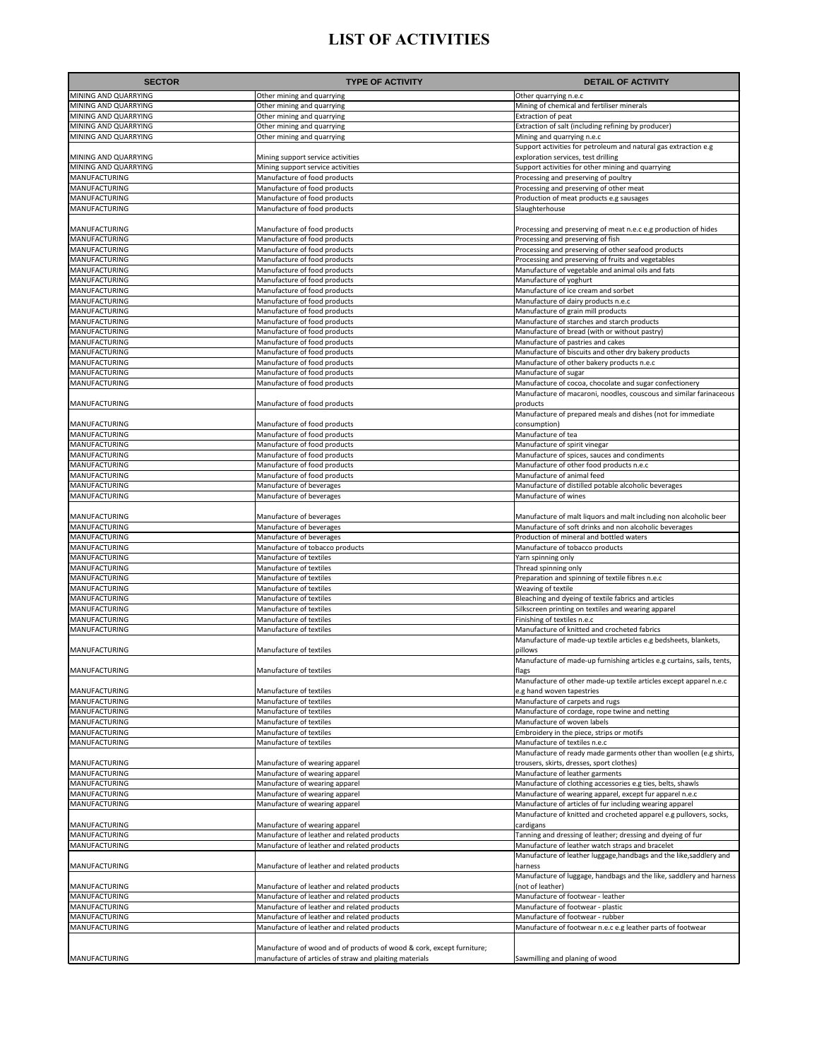# LIST OF ACTIVITIES

| SECTOR | TYPE OF ACTIVITY | DETAIL OF ACTIVITY |
|---|---|---|
| MINING AND QUARRYING | Other mining and quarrying | Other quarrying n.e.c |
| MINING AND QUARRYING | Other mining and quarrying | Mining of chemical and fertiliser minerals |
| MINING AND QUARRYING | Other mining and quarrying | Extraction of peat |
| MINING AND QUARRYING | Other mining and quarrying | Extraction of salt (including refining by producer) |
| MINING AND QUARRYING | Other mining and quarrying | Mining and quarrying n.e.c |
| MINING AND QUARRYING | Mining support service activities | Support activities for petroleum and natural gas extraction e.g exploration services, test drilling |
| MINING AND QUARRYING | Mining support service activities | Support activities for other mining and quarrying |
| MANUFACTURING | Manufacture of food products | Processing and preserving of poultry |
| MANUFACTURING | Manufacture of food products | Processing and preserving of other meat |
| MANUFACTURING | Manufacture of food products | Production of meat products e.g sausages |
| MANUFACTURING | Manufacture of food products | Slaughterhouse |
| MANUFACTURING | Manufacture of food products | Processing and preserving of meat n.e.c e.g production of hides |
| MANUFACTURING | Manufacture of food products | Processing and preserving of fish |
| MANUFACTURING | Manufacture of food products | Processing and preserving of other seafood products |
| MANUFACTURING | Manufacture of food products | Processing and preserving of fruits and vegetables |
| MANUFACTURING | Manufacture of food products | Manufacture of vegetable and animal oils and fats |
| MANUFACTURING | Manufacture of food products | Manufacture of yoghurt |
| MANUFACTURING | Manufacture of food products | Manufacture of ice cream and sorbet |
| MANUFACTURING | Manufacture of food products | Manufacture of dairy products n.e.c |
| MANUFACTURING | Manufacture of food products | Manufacture of grain mill products |
| MANUFACTURING | Manufacture of food products | Manufacture of starches and starch products |
| MANUFACTURING | Manufacture of food products | Manufacture of bread (with or without pastry) |
| MANUFACTURING | Manufacture of food products | Manufacture of pastries and cakes |
| MANUFACTURING | Manufacture of food products | Manufacture of biscuits and other dry bakery products |
| MANUFACTURING | Manufacture of food products | Manufacture of other bakery products n.e.c |
| MANUFACTURING | Manufacture of food products | Manufacture of sugar |
| MANUFACTURING | Manufacture of food products | Manufacture of cocoa, chocolate and sugar confectionery |
| MANUFACTURING | Manufacture of food products | Manufacture of macaroni, noodles, couscous and similar farinaceous products |
| MANUFACTURING | Manufacture of food products | Manufacture of prepared meals and dishes (not for immediate consumption) |
| MANUFACTURING | Manufacture of food products | Manufacture of tea |
| MANUFACTURING | Manufacture of food products | Manufacture of spirit vinegar |
| MANUFACTURING | Manufacture of food products | Manufacture of spices, sauces and condiments |
| MANUFACTURING | Manufacture of food products | Manufacture of other food products n.e.c |
| MANUFACTURING | Manufacture of food products | Manufacture of animal feed |
| MANUFACTURING | Manufacture of beverages | Manufacture of distilled potable alcoholic beverages |
| MANUFACTURING | Manufacture of beverages | Manufacture of wines |
| MANUFACTURING | Manufacture of beverages | Manufacture of malt liquors and malt including non alcoholic beer |
| MANUFACTURING | Manufacture of beverages | Manufacture of soft drinks and non alcoholic beverages |
| MANUFACTURING | Manufacture of beverages | Production of mineral and bottled waters |
| MANUFACTURING | Manufacture of tobacco products | Manufacture of tobacco products |
| MANUFACTURING | Manufacture of textiles | Yarn spinning only |
| MANUFACTURING | Manufacture of textiles | Thread spinning only |
| MANUFACTURING | Manufacture of textiles | Preparation and spinning of textile fibres n.e.c |
| MANUFACTURING | Manufacture of textiles | Weaving of textile |
| MANUFACTURING | Manufacture of textiles | Bleaching and dyeing of textile fabrics and articles |
| MANUFACTURING | Manufacture of textiles | Silkscreen printing on textiles and wearing apparel |
| MANUFACTURING | Manufacture of textiles | Finishing of textiles n.e.c |
| MANUFACTURING | Manufacture of textiles | Manufacture of knitted and crocheted fabrics |
| MANUFACTURING | Manufacture of textiles | Manufacture of made-up textile articles e.g bedsheets, blankets, pillows |
| MANUFACTURING | Manufacture of textiles | Manufacture of made-up furnishing articles e.g curtains, sails, tents, flags |
| MANUFACTURING | Manufacture of textiles | Manufacture of other made-up textile articles except apparel n.e.c e.g hand woven tapestries |
| MANUFACTURING | Manufacture of textiles | Manufacture of carpets and rugs |
| MANUFACTURING | Manufacture of textiles | Manufacture of cordage, rope twine and netting |
| MANUFACTURING | Manufacture of textiles | Manufacture of woven labels |
| MANUFACTURING | Manufacture of textiles | Embroidery in the piece, strips or motifs |
| MANUFACTURING | Manufacture of textiles | Manufacture of textiles n.e.c |
| MANUFACTURING | Manufacture of wearing apparel | Manufacture of ready made garments other than woollen (e.g shirts, trousers, skirts, dresses, sport clothes) |
| MANUFACTURING | Manufacture of wearing apparel | Manufacture of leather garments |
| MANUFACTURING | Manufacture of wearing apparel | Manufacture of clothing accessories e.g ties, belts, shawls |
| MANUFACTURING | Manufacture of wearing apparel | Manufacture of wearing apparel, except fur apparel n.e.c |
| MANUFACTURING | Manufacture of wearing apparel | Manufacture of articles of fur including wearing apparel |
| MANUFACTURING | Manufacture of wearing apparel | Manufacture of knitted and crocheted apparel e.g pullovers, socks, cardigans |
| MANUFACTURING | Manufacture of leather and related products | Tanning and dressing of leather; dressing and dyeing of fur |
| MANUFACTURING | Manufacture of leather and related products | Manufacture of leather watch straps and bracelet |
| MANUFACTURING | Manufacture of leather and related products | Manufacture of leather luggage,handbags and the like,saddlery and harness |
| MANUFACTURING | Manufacture of leather and related products | Manufacture of luggage, handbags and the like, saddlery and harness (not of leather) |
| MANUFACTURING | Manufacture of leather and related products | Manufacture of footwear - leather |
| MANUFACTURING | Manufacture of leather and related products | Manufacture of footwear - plastic |
| MANUFACTURING | Manufacture of leather and related products | Manufacture of footwear - rubber |
| MANUFACTURING | Manufacture of leather and related products | Manufacture of footwear n.e.c e.g leather parts of footwear |
| MANUFACTURING | Manufacture of wood and of products of wood & cork, except furniture; manufacture of articles of straw and plaiting materials | Sawmilling and planing of wood |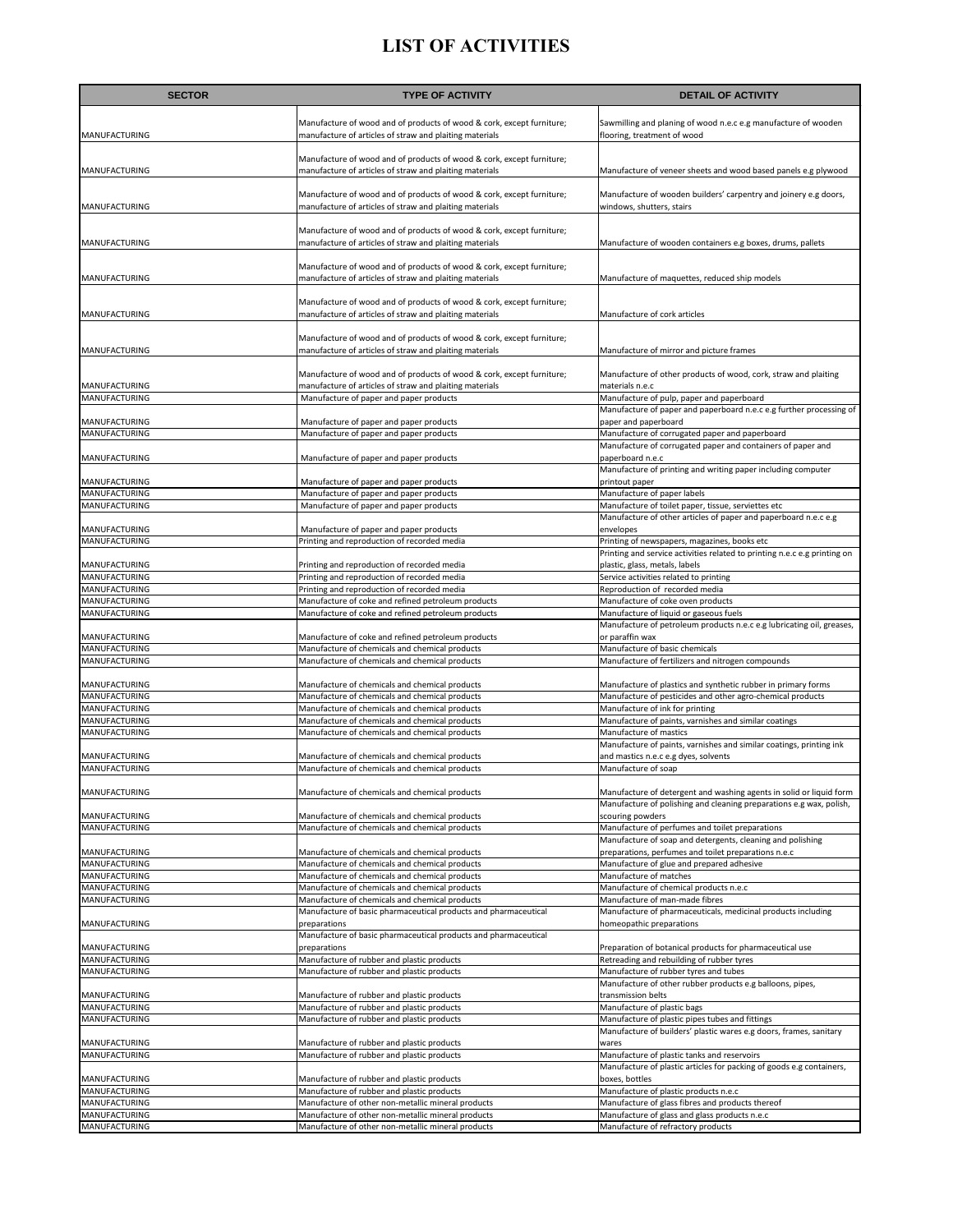# LIST OF ACTIVITIES

| SECTOR | TYPE OF ACTIVITY | DETAIL OF ACTIVITY |
|---|---|---|
| MANUFACTURING | Manufacture of wood and of products of wood & cork, except furniture; manufacture of articles of straw and plaiting materials | Sawmilling and planing of wood n.e.c e.g manufacture of wooden flooring, treatment of wood |
| MANUFACTURING | Manufacture of wood and of products of wood & cork, except furniture; manufacture of articles of straw and plaiting materials | Manufacture of veneer sheets and wood based panels e.g plywood |
| MANUFACTURING | Manufacture of wood and of products of wood & cork, except furniture; manufacture of articles of straw and plaiting materials | Manufacture of wooden builders' carpentry and joinery e.g doors, windows, shutters, stairs |
| MANUFACTURING | Manufacture of wood and of products of wood & cork, except furniture; manufacture of articles of straw and plaiting materials | Manufacture of wooden containers e.g boxes, drums, pallets |
| MANUFACTURING | Manufacture of wood and of products of wood & cork, except furniture; manufacture of articles of straw and plaiting materials | Manufacture of maquettes, reduced ship models |
| MANUFACTURING | Manufacture of wood and of products of wood & cork, except furniture; manufacture of articles of straw and plaiting materials | Manufacture of cork articles |
| MANUFACTURING | Manufacture of wood and of products of wood & cork, except furniture; manufacture of articles of straw and plaiting materials | Manufacture of mirror and picture frames |
| MANUFACTURING | Manufacture of wood and of products of wood & cork, except furniture; manufacture of articles of straw and plaiting materials | Manufacture of other products of wood, cork, straw and plaiting materials n.e.c |
| MANUFACTURING | Manufacture of paper and paper products | Manufacture of pulp, paper and paperboard |
| MANUFACTURING | Manufacture of paper and paper products | Manufacture of paper and paperboard n.e.c e.g further processing of paper and paperboard |
| MANUFACTURING | Manufacture of paper and paper products | Manufacture of corrugated paper and paperboard |
| MANUFACTURING | Manufacture of paper and paper products | Manufacture of corrugated paper and containers of paper and paperboard n.e.c |
| MANUFACTURING | Manufacture of paper and paper products | Manufacture of printing and writing paper including computer printout paper |
| MANUFACTURING | Manufacture of paper and paper products | Manufacture of paper labels |
| MANUFACTURING | Manufacture of paper and paper products | Manufacture of toilet paper, tissue, serviettes etc |
| MANUFACTURING | Manufacture of paper and paper products | Manufacture of other articles of paper and paperboard n.e.c e.g envelopes |
| MANUFACTURING | Printing and reproduction of recorded media | Printing of newspapers, magazines, books etc |
| MANUFACTURING | Printing and reproduction of recorded media | Printing and service activities related to printing n.e.c e.g printing on plastic, glass, metals, labels |
| MANUFACTURING | Printing and reproduction of recorded media | Service activities related to printing |
| MANUFACTURING | Printing and reproduction of recorded media | Reproduction of recorded media |
| MANUFACTURING | Manufacture of coke and refined petroleum products | Manufacture of coke oven products |
| MANUFACTURING | Manufacture of coke and refined petroleum products | Manufacture of liquid or gaseous fuels |
| MANUFACTURING | Manufacture of coke and refined petroleum products | Manufacture of petroleum products n.e.c e.g lubricating oil, greases, or paraffin wax |
| MANUFACTURING | Manufacture of chemicals and chemical products | Manufacture of basic chemicals |
| MANUFACTURING | Manufacture of chemicals and chemical products | Manufacture of fertilizers and nitrogen compounds |
| MANUFACTURING | Manufacture of chemicals and chemical products | Manufacture of plastics and synthetic rubber in primary forms |
| MANUFACTURING | Manufacture of chemicals and chemical products | Manufacture of pesticides and other agro-chemical products |
| MANUFACTURING | Manufacture of chemicals and chemical products | Manufacture of ink for printing |
| MANUFACTURING | Manufacture of chemicals and chemical products | Manufacture of paints, varnishes and similar coatings |
| MANUFACTURING | Manufacture of chemicals and chemical products | Manufacture of mastics |
| MANUFACTURING | Manufacture of chemicals and chemical products | Manufacture of paints, varnishes and similar coatings, printing ink and mastics n.e.c e.g dyes, solvents |
| MANUFACTURING | Manufacture of chemicals and chemical products | Manufacture of soap |
| MANUFACTURING | Manufacture of chemicals and chemical products | Manufacture of detergent and washing agents in solid or liquid form |
| MANUFACTURING | Manufacture of chemicals and chemical products | Manufacture of polishing and cleaning preparations e.g wax, polish, scouring powders |
| MANUFACTURING | Manufacture of chemicals and chemical products | Manufacture of perfumes and toilet preparations |
| MANUFACTURING | Manufacture of chemicals and chemical products | Manufacture of soap and detergents, cleaning and polishing preparations, perfumes and toilet preparations n.e.c |
| MANUFACTURING | Manufacture of chemicals and chemical products | Manufacture of glue and prepared adhesive |
| MANUFACTURING | Manufacture of chemicals and chemical products | Manufacture of matches |
| MANUFACTURING | Manufacture of chemicals and chemical products | Manufacture of chemical products n.e.c |
| MANUFACTURING | Manufacture of chemicals and chemical products | Manufacture of man-made fibres |
| MANUFACTURING | Manufacture of basic pharmaceutical products and pharmaceutical preparations | Manufacture of pharmaceuticals, medicinal products including homeopathic preparations |
| MANUFACTURING | Manufacture of basic pharmaceutical products and pharmaceutical preparations | Preparation of botanical products for pharmaceutical use |
| MANUFACTURING | Manufacture of rubber and plastic products | Retreading and rebuilding of rubber tyres |
| MANUFACTURING | Manufacture of rubber and plastic products | Manufacture of rubber tyres and tubes |
| MANUFACTURING | Manufacture of rubber and plastic products | Manufacture of other rubber products e.g balloons, pipes, transmission belts |
| MANUFACTURING | Manufacture of rubber and plastic products | Manufacture of plastic bags |
| MANUFACTURING | Manufacture of rubber and plastic products | Manufacture of plastic pipes tubes and fittings |
| MANUFACTURING | Manufacture of rubber and plastic products | Manufacture of builders' plastic wares e.g doors, frames, sanitary wares |
| MANUFACTURING | Manufacture of rubber and plastic products | Manufacture of plastic tanks and reservoirs |
| MANUFACTURING | Manufacture of rubber and plastic products | Manufacture of plastic articles for packing of goods e.g containers, boxes, bottles |
| MANUFACTURING | Manufacture of rubber and plastic products | Manufacture of plastic products n.e.c |
| MANUFACTURING | Manufacture of other non-metallic mineral products | Manufacture of glass fibres and products thereof |
| MANUFACTURING | Manufacture of other non-metallic mineral products | Manufacture of glass and glass products n.e.c |
| MANUFACTURING | Manufacture of other non-metallic mineral products | Manufacture of refractory products |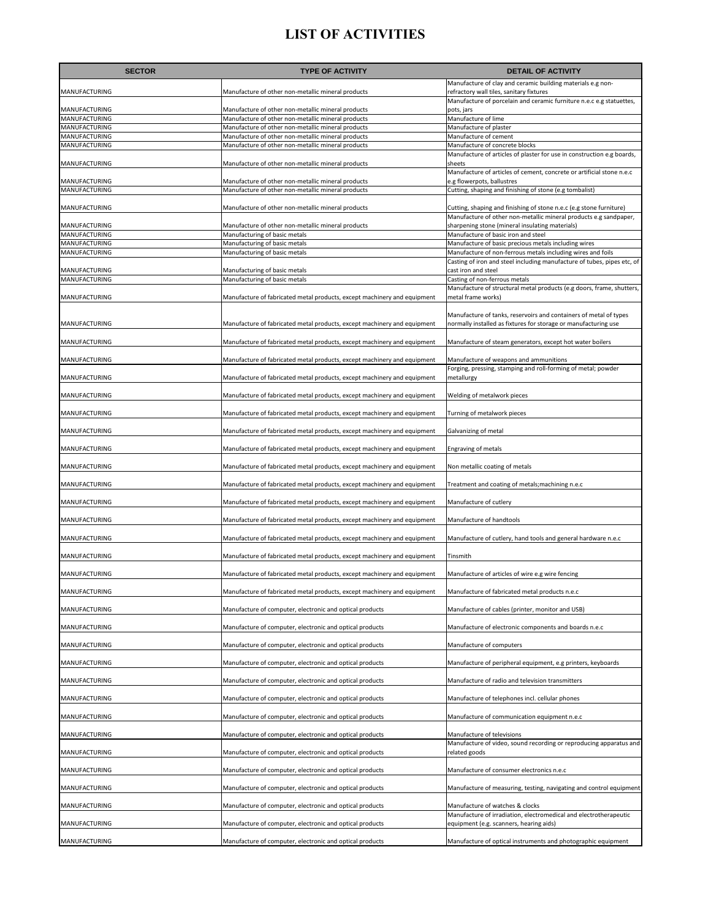# LIST OF ACTIVITIES

| SECTOR | TYPE OF ACTIVITY | DETAIL OF ACTIVITY |
|---|---|---|
| MANUFACTURING | Manufacture of other non-metallic mineral products | Manufacture of clay and ceramic building materials e.g non-refractory wall tiles, sanitary fixtures |
| MANUFACTURING | Manufacture of other non-metallic mineral products | Manufacture of porcelain and ceramic furniture n.e.c e.g statuettes, pots, jars |
| MANUFACTURING | Manufacture of other non-metallic mineral products | Manufacture of lime |
| MANUFACTURING | Manufacture of other non-metallic mineral products | Manufacture of plaster |
| MANUFACTURING | Manufacture of other non-metallic mineral products | Manufacture of cement |
| MANUFACTURING | Manufacture of other non-metallic mineral products | Manufacture of concrete blocks |
| MANUFACTURING | Manufacture of other non-metallic mineral products | Manufacture of articles of plaster for use in construction e.g boards, sheets |
| MANUFACTURING | Manufacture of other non-metallic mineral products | Manufacture of articles of cement, concrete or artificial stone n.e.c e.g flowerpots, ballustres |
| MANUFACTURING | Manufacture of other non-metallic mineral products | Cutting, shaping and finishing of stone (e.g tombalist) |
| MANUFACTURING | Manufacture of other non-metallic mineral products | Cutting, shaping and finishing of stone n.e.c (e.g stone furniture) |
| MANUFACTURING | Manufacture of other non-metallic mineral products | Manufacture of other non-metallic mineral products e.g sandpaper, sharpening stone (mineral insulating materials) |
| MANUFACTURING | Manufacturing of basic metals | Manufacture of basic iron and steel |
| MANUFACTURING | Manufacturing of basic metals | Manufacture of basic precious metals including wires |
| MANUFACTURING | Manufacturing of basic metals | Manufacture of non-ferrous metals including wires and foils |
| MANUFACTURING | Manufacturing of basic metals | Casting of iron and steel including manufacture of tubes, pipes etc, of cast iron and steel |
| MANUFACTURING | Manufacturing of basic metals | Casting of non-ferrous metals |
| MANUFACTURING | Manufacture of fabricated metal products, except machinery and equipment | Manufacture of structural metal products (e.g doors, frame, shutters, metal frame works) |
| MANUFACTURING | Manufacture of fabricated metal products, except machinery and equipment | Manufacture of tanks, reservoirs and containers of metal of types normally installed as fixtures for storage or manufacturing use |
| MANUFACTURING | Manufacture of fabricated metal products, except machinery and equipment | Manufacture of steam generators, except hot water boilers |
| MANUFACTURING | Manufacture of fabricated metal products, except machinery and equipment | Manufacture of weapons and ammunitions |
| MANUFACTURING | Manufacture of fabricated metal products, except machinery and equipment | Forging, pressing, stamping and roll-forming of metal; powder metallurgy |
| MANUFACTURING | Manufacture of fabricated metal products, except machinery and equipment | Welding of metalwork pieces |
| MANUFACTURING | Manufacture of fabricated metal products, except machinery and equipment | Turning of metalwork pieces |
| MANUFACTURING | Manufacture of fabricated metal products, except machinery and equipment | Galvanizing of metal |
| MANUFACTURING | Manufacture of fabricated metal products, except machinery and equipment | Engraving of metals |
| MANUFACTURING | Manufacture of fabricated metal products, except machinery and equipment | Non metallic coating of metals |
| MANUFACTURING | Manufacture of fabricated metal products, except machinery and equipment | Treatment and coating of metals;machining n.e.c |
| MANUFACTURING | Manufacture of fabricated metal products, except machinery and equipment | Manufacture of cutlery |
| MANUFACTURING | Manufacture of fabricated metal products, except machinery and equipment | Manufacture of handtools |
| MANUFACTURING | Manufacture of fabricated metal products, except machinery and equipment | Manufacture of cutlery, hand tools and general hardware n.e.c |
| MANUFACTURING | Manufacture of fabricated metal products, except machinery and equipment | Tinsmith |
| MANUFACTURING | Manufacture of fabricated metal products, except machinery and equipment | Manufacture of articles of wire e.g wire fencing |
| MANUFACTURING | Manufacture of fabricated metal products, except machinery and equipment | Manufacture of fabricated metal products n.e.c |
| MANUFACTURING | Manufacture of computer, electronic and optical products | Manufacture of cables (printer, monitor and USB) |
| MANUFACTURING | Manufacture of computer, electronic and optical products | Manufacture of electronic components and boards n.e.c |
| MANUFACTURING | Manufacture of computer, electronic and optical products | Manufacture of computers |
| MANUFACTURING | Manufacture of computer, electronic and optical products | Manufacture of peripheral equipment, e.g printers, keyboards |
| MANUFACTURING | Manufacture of computer, electronic and optical products | Manufacture of radio and television transmitters |
| MANUFACTURING | Manufacture of computer, electronic and optical products | Manufacture of telephones incl. cellular phones |
| MANUFACTURING | Manufacture of computer, electronic and optical products | Manufacture of communication equipment n.e.c |
| MANUFACTURING | Manufacture of computer, electronic and optical products | Manufacture of televisions |
| MANUFACTURING | Manufacture of computer, electronic and optical products | Manufacture of video, sound recording or reproducing apparatus and related goods |
| MANUFACTURING | Manufacture of computer, electronic and optical products | Manufacture of consumer electronics n.e.c |
| MANUFACTURING | Manufacture of computer, electronic and optical products | Manufacture of measuring, testing, navigating and control equipment |
| MANUFACTURING | Manufacture of computer, electronic and optical products | Manufacture of watches & clocks |
| MANUFACTURING | Manufacture of computer, electronic and optical products | Manufacture of irradiation, electromedical and electrotherapeutic equipment (e.g. scanners, hearing aids) |
| MANUFACTURING | Manufacture of computer, electronic and optical products | Manufacture of optical instruments and photographic equipment |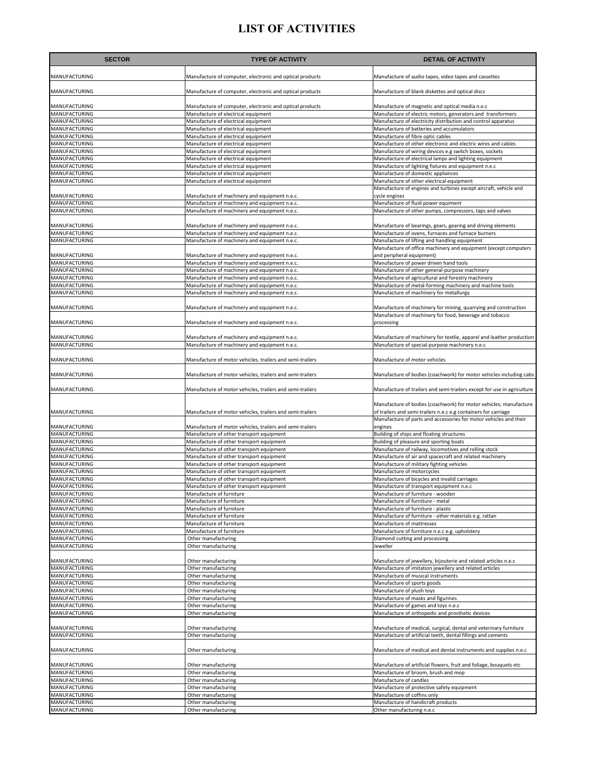# LIST OF ACTIVITIES

| SECTOR | TYPE OF ACTIVITY | DETAIL OF ACTIVITY |
|---|---|---|
| MANUFACTURING | Manufacture of computer, electronic and optical products | Manufacture of audio tapes, video tapes and cassettes |
| MANUFACTURING | Manufacture of computer, electronic and optical products | Manufacture of blank diskettes and optical discs |
| MANUFACTURING | Manufacture of computer, electronic and optical products | Manufacture of magnetic and optical media n.e.c |
| MANUFACTURING | Manufacture of electrical equipment | Manufacture of electric motors, generators and transformers |
| MANUFACTURING | Manufacture of electrical equipment | Manufacture of electricity distribution and control apparatus |
| MANUFACTURING | Manufacture of electrical equipment | Manufacture of batteries and accumulators |
| MANUFACTURING | Manufacture of electrical equipment | Manufacture of fibre optic cables |
| MANUFACTURING | Manufacture of electrical equipment | Manufacture of other electronic and electric wires and cables |
| MANUFACTURING | Manufacture of electrical equipment | Manufacture of wiring devices e.g switch boxes, sockets |
| MANUFACTURING | Manufacture of electrical equipment | Manufacture of electrical lamps and lighting equipment |
| MANUFACTURING | Manufacture of electrical equipment | Manufacture of lighting fixtures and equipment n.e.c |
| MANUFACTURING | Manufacture of electrical equipment | Manufacture of domestic appliances |
| MANUFACTURING | Manufacture of electrical equipment | Manufacture of other electrical equipment |
| MANUFACTURING | Manufacture of machinery and equipment n.e.c. | Manufacture of engines and turbines except aircraft, vehicle and cycle engines |
| MANUFACTURING | Manufacture of machinery and equipment n.e.c. | Manufacture of fluid power equiment |
| MANUFACTURING | Manufacture of machinery and equipment n.e.c. | Manufacture of other pumps, compressors, taps and valves |
| MANUFACTURING | Manufacture of machinery and equipment n.e.c. | Manufacture of bearings, gears, gearing and driving elements |
| MANUFACTURING | Manufacture of machinery and equipment n.e.c. | Manufacture of ovens, furnaces and furnace burners |
| MANUFACTURING | Manufacture of machinery and equipment n.e.c. | Manufacture of lifting and handling equipment |
| MANUFACTURING | Manufacture of machinery and equipment n.e.c. | Manufacture of office machinery and equipment (except computers and peripheral equipment) |
| MANUFACTURING | Manufacture of machinery and equipment n.e.c. | Manufacture of power driven hand tools |
| MANUFACTURING | Manufacture of machinery and equipment n.e.c. | Manufacture of other general-purpose machinery |
| MANUFACTURING | Manufacture of machinery and equipment n.e.c. | Manufacture of agricultural and forestry machinery |
| MANUFACTURING | Manufacture of machinery and equipment n.e.c. | Manufacture of metal-forming machinery and machine tools |
| MANUFACTURING | Manufacture of machinery and equipment n.e.c. | Manufacture of machinery for metallurgy |
| MANUFACTURING | Manufacture of machinery and equipment n.e.c. | Manufacture of machinery for mining, quarrying and construction |
| MANUFACTURING | Manufacture of machinery and equipment n.e.c. | Manufacture of machinery for food, beverage and tobacco processing |
| MANUFACTURING | Manufacture of machinery and equipment n.e.c. | Manufacture of machinery for textile, apparel and leather production |
| MANUFACTURING | Manufacture of machinery and equipment n.e.c. | Manufacture of special-purpose machinery n.e.c |
| MANUFACTURING | Manufacture of motor vehicles, trailers and semi-trailers | Manufacture of motor vehicles |
| MANUFACTURING | Manufacture of motor vehicles, trailers and semi-trailers | Manufacture of bodies (coachwork) for motor vehicles including cabs |
| MANUFACTURING | Manufacture of motor vehicles, trailers and semi-trailers | Manufacture of trailers and semi-trailers except for use in agriculture |
| MANUFACTURING | Manufacture of motor vehicles, trailers and semi-trailers | Manufacture of bodies (coachwork) for motor vehicles; manufacture of trailers and semi-trailers n.e.c e.g containers for carriage |
| MANUFACTURING | Manufacture of motor vehicles, trailers and semi-trailers | Manufacture of parts and accessories for motor vehicles and their engines |
| MANUFACTURING | Manufacture of other transport equipment | Building of ships and floating structures |
| MANUFACTURING | Manufacture of other transport equipment | Building of pleasure and sporting boats |
| MANUFACTURING | Manufacture of other transport equipment | Manufacture of railway, locomotives and rolling stock |
| MANUFACTURING | Manufacture of other transport equipment | Manufacture of air and spacecraft and related machinery |
| MANUFACTURING | Manufacture of other transport equipment | Manufacture of military fighting vehicles |
| MANUFACTURING | Manufacture of other transport equipment | Manufacture of motorcycles |
| MANUFACTURING | Manufacture of other transport equipment | Manufacture of bicycles and invalid carriages |
| MANUFACTURING | Manufacture of other transport equipment | Manufacture of transport equipment n.e.c |
| MANUFACTURING | Manufacture of furniture | Manufacture of furniture - wooden |
| MANUFACTURING | Manufacture of furniture | Manufacture of furniture - metal |
| MANUFACTURING | Manufacture of furniture | Manufacture of furniture - plastic |
| MANUFACTURING | Manufacture of furniture | Manufacture of furniture - other materials e.g. rattan |
| MANUFACTURING | Manufacture of furniture | Manufacture of mattresses |
| MANUFACTURING | Manufacture of furniture | Manufacture of furniture n.e.c e.g. upholstery |
| MANUFACTURING | Other manufacturing | Diamond cutting and processing |
| MANUFACTURING | Other manufacturing | Jeweller |
| MANUFACTURING | Other manufacturing | Manufacture of jewellery, bijouterie and related articles n.e.c |
| MANUFACTURING | Other manufacturing | Manufacture of imitation jewellery and related articles |
| MANUFACTURING | Other manufacturing | Manufacture of musical instruments |
| MANUFACTURING | Other manufacturing | Manufacture of sports goods |
| MANUFACTURING | Other manufacturing | Manufacture of plush toys |
| MANUFACTURING | Other manufacturing | Manufacture of masks and figurines |
| MANUFACTURING | Other manufacturing | Manufacture of games and toys n.e.c |
| MANUFACTURING | Other manufacturing | Manufacture of orthopedic and prosthetic devices |
| MANUFACTURING | Other manufacturing | Manufacture of medical, surgical, dental and veterinary furniture |
| MANUFACTURING | Other manufacturing | Manufacture of artificial teeth, dental fillings and cements |
| MANUFACTURING | Other manufacturing | Manufacture of medical and dental instruments and supplies n.e.c |
| MANUFACTURING | Other manufacturing | Manufacture of artificial flowers, fruit and foliage, bouquets etc |
| MANUFACTURING | Other manufacturing | Manufacture of broom, brush and mop |
| MANUFACTURING | Other manufacturing | Manufacture of candles |
| MANUFACTURING | Other manufacturing | Manufacture of protective safety equipment |
| MANUFACTURING | Other manufacturing | Manufacture of coffins only |
| MANUFACTURING | Other manufacturing | Manufacture of handicraft products |
| MANUFACTURING | Other manufacturing | Other manufacturing n.e.c |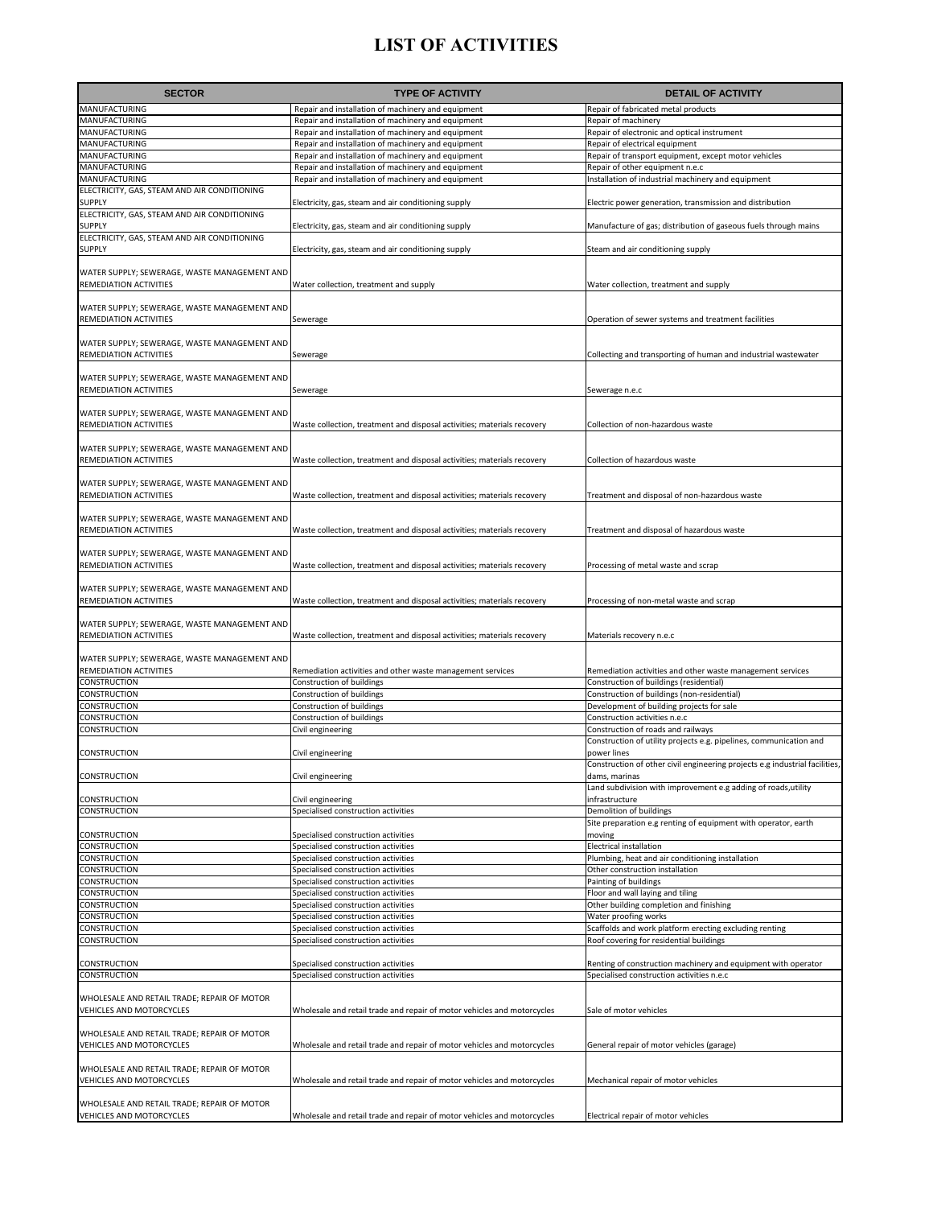# LIST OF ACTIVITIES

| SECTOR | TYPE OF ACTIVITY | DETAIL OF ACTIVITY |
|---|---|---|
| MANUFACTURING | Repair and installation of machinery and equipment | Repair of fabricated metal products |
| MANUFACTURING | Repair and installation of machinery and equipment | Repair of machinery |
| MANUFACTURING | Repair and installation of machinery and equipment | Repair of electronic and optical instrument |
| MANUFACTURING | Repair and installation of machinery and equipment | Repair of electrical equipment |
| MANUFACTURING | Repair and installation of machinery and equipment | Repair of transport equipment, except motor vehicles |
| MANUFACTURING | Repair and installation of machinery and equipment | Repair of other equipment n.e.c |
| MANUFACTURING | Repair and installation of machinery and equipment | Installation of industrial machinery and equipment |
| ELECTRICITY, GAS, STEAM AND AIR CONDITIONING SUPPLY | Electricity, gas, steam and air conditioning supply | Electric power generation, transmission and distribution |
| ELECTRICITY, GAS, STEAM AND AIR CONDITIONING SUPPLY | Electricity, gas, steam and air conditioning supply | Manufacture of gas; distribution of gaseous fuels through mains |
| ELECTRICITY, GAS, STEAM AND AIR CONDITIONING SUPPLY | Electricity, gas, steam and air conditioning supply | Steam and air conditioning supply |
| WATER SUPPLY; SEWERAGE, WASTE MANAGEMENT AND REMEDIATION ACTIVITIES | Water collection, treatment and supply | Water collection, treatment and supply |
| WATER SUPPLY; SEWERAGE, WASTE MANAGEMENT AND REMEDIATION ACTIVITIES | Sewerage | Operation of sewer systems and treatment facilities |
| WATER SUPPLY; SEWERAGE, WASTE MANAGEMENT AND REMEDIATION ACTIVITIES | Sewerage | Collecting and transporting of human and industrial wastewater |
| WATER SUPPLY; SEWERAGE, WASTE MANAGEMENT AND REMEDIATION ACTIVITIES | Sewerage | Sewerage n.e.c |
| WATER SUPPLY; SEWERAGE, WASTE MANAGEMENT AND REMEDIATION ACTIVITIES | Waste collection, treatment and disposal activities; materials recovery | Collection of non-hazardous waste |
| WATER SUPPLY; SEWERAGE, WASTE MANAGEMENT AND REMEDIATION ACTIVITIES | Waste collection, treatment and disposal activities; materials recovery | Collection of hazardous waste |
| WATER SUPPLY; SEWERAGE, WASTE MANAGEMENT AND REMEDIATION ACTIVITIES | Waste collection, treatment and disposal activities; materials recovery | Treatment and disposal of non-hazardous waste |
| WATER SUPPLY; SEWERAGE, WASTE MANAGEMENT AND REMEDIATION ACTIVITIES | Waste collection, treatment and disposal activities; materials recovery | Treatment and disposal of hazardous waste |
| WATER SUPPLY; SEWERAGE, WASTE MANAGEMENT AND REMEDIATION ACTIVITIES | Waste collection, treatment and disposal activities; materials recovery | Processing of metal waste and scrap |
| WATER SUPPLY; SEWERAGE, WASTE MANAGEMENT AND REMEDIATION ACTIVITIES | Waste collection, treatment and disposal activities; materials recovery | Processing of non-metal waste and scrap |
| WATER SUPPLY; SEWERAGE, WASTE MANAGEMENT AND REMEDIATION ACTIVITIES | Waste collection, treatment and disposal activities; materials recovery | Materials recovery n.e.c |
| WATER SUPPLY; SEWERAGE, WASTE MANAGEMENT AND REMEDIATION ACTIVITIES | Remediation activities and other waste management services | Remediation activities and other waste management services |
| CONSTRUCTION | Construction of buildings | Construction of buildings (residential) |
| CONSTRUCTION | Construction of buildings | Construction of buildings (non-residential) |
| CONSTRUCTION | Construction of buildings | Development of building projects for sale |
| CONSTRUCTION | Construction of buildings | Construction activities n.e.c |
| CONSTRUCTION | Civil engineering | Construction of roads and railways |
| CONSTRUCTION | Civil engineering | Construction of utility projects e.g. pipelines, communication and power lines |
| CONSTRUCTION | Civil engineering | Construction of other civil engineering projects e.g industrial facilities, dams, marinas |
| CONSTRUCTION | Civil engineering | Land subdivision with improvement e.g adding of roads,utility infrastructure |
| CONSTRUCTION | Specialised construction activities | Demolition of buildings |
| CONSTRUCTION | Specialised construction activities | Site preparation e.g renting of equipment with operator, earth moving |
| CONSTRUCTION | Specialised construction activities | Electrical installation |
| CONSTRUCTION | Specialised construction activities | Plumbing, heat and air conditioning installation |
| CONSTRUCTION | Specialised construction activities | Other construction installation |
| CONSTRUCTION | Specialised construction activities | Painting of buildings |
| CONSTRUCTION | Specialised construction activities | Floor and wall laying and tiling |
| CONSTRUCTION | Specialised construction activities | Other building completion and finishing |
| CONSTRUCTION | Specialised construction activities | Water proofing works |
| CONSTRUCTION | Specialised construction activities | Scaffolds and work platform erecting excluding renting |
| CONSTRUCTION | Specialised construction activities | Roof covering for residential buildings |
| CONSTRUCTION | Specialised construction activities | Renting of construction machinery and equipment with operator |
| CONSTRUCTION | Specialised construction activities | Specialised construction activities n.e.c |
| WHOLESALE AND RETAIL TRADE; REPAIR OF MOTOR VEHICLES AND MOTORCYCLES | Wholesale and retail trade and repair of motor vehicles and motorcycles | Sale of motor vehicles |
| WHOLESALE AND RETAIL TRADE; REPAIR OF MOTOR VEHICLES AND MOTORCYCLES | Wholesale and retail trade and repair of motor vehicles and motorcycles | General repair of motor vehicles (garage) |
| WHOLESALE AND RETAIL TRADE; REPAIR OF MOTOR VEHICLES AND MOTORCYCLES | Wholesale and retail trade and repair of motor vehicles and motorcycles | Mechanical repair of motor vehicles |
| WHOLESALE AND RETAIL TRADE; REPAIR OF MOTOR VEHICLES AND MOTORCYCLES | Wholesale and retail trade and repair of motor vehicles and motorcycles | Electrical repair of motor vehicles |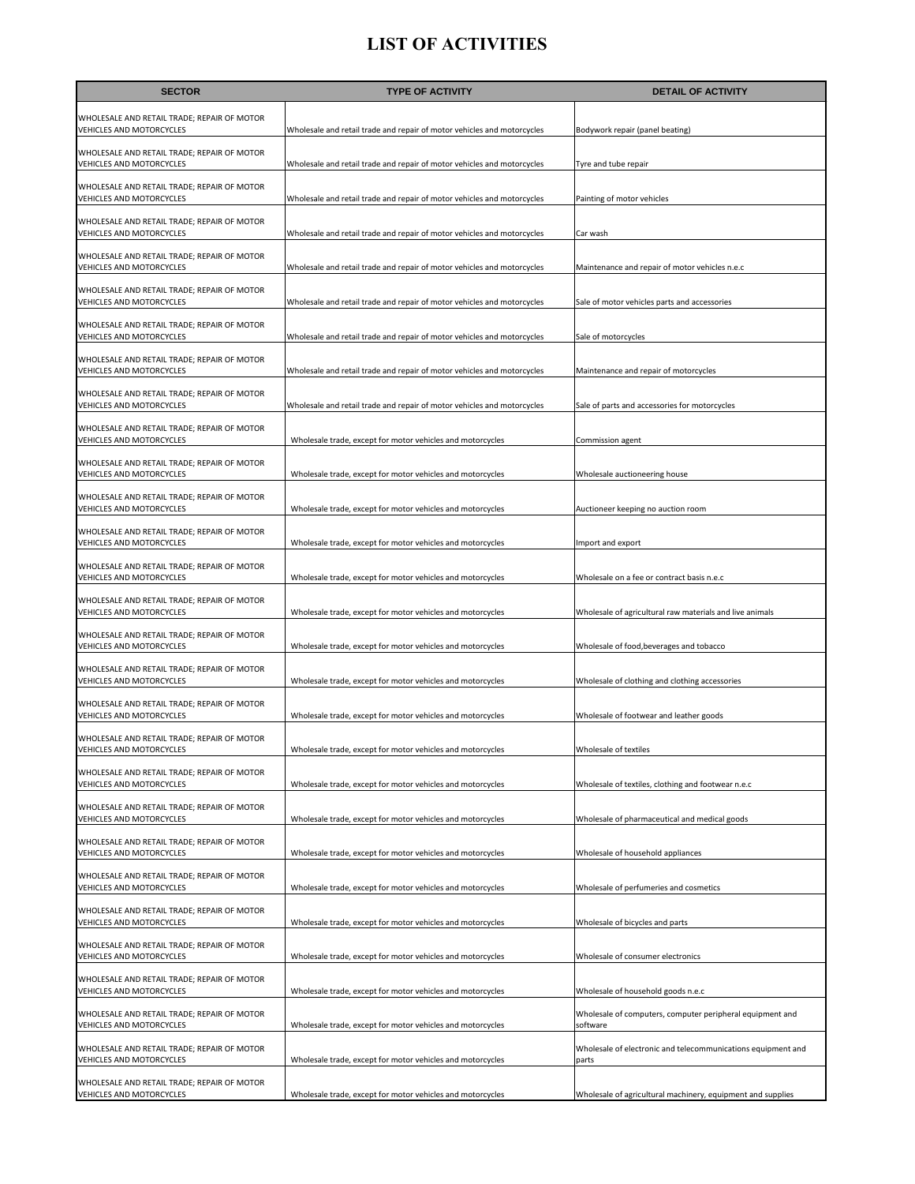# LIST OF ACTIVITIES

| SECTOR | TYPE OF ACTIVITY | DETAIL OF ACTIVITY |
|---|---|---|
| WHOLESALE AND RETAIL TRADE; REPAIR OF MOTOR VEHICLES AND MOTORCYCLES | Wholesale and retail trade and repair of motor vehicles and motorcycles | Bodywork repair (panel beating) |
| WHOLESALE AND RETAIL TRADE; REPAIR OF MOTOR VEHICLES AND MOTORCYCLES | Wholesale and retail trade and repair of motor vehicles and motorcycles | Tyre and tube repair |
| WHOLESALE AND RETAIL TRADE; REPAIR OF MOTOR VEHICLES AND MOTORCYCLES | Wholesale and retail trade and repair of motor vehicles and motorcycles | Painting of motor vehicles |
| WHOLESALE AND RETAIL TRADE; REPAIR OF MOTOR VEHICLES AND MOTORCYCLES | Wholesale and retail trade and repair of motor vehicles and motorcycles | Car wash |
| WHOLESALE AND RETAIL TRADE; REPAIR OF MOTOR VEHICLES AND MOTORCYCLES | Wholesale and retail trade and repair of motor vehicles and motorcycles | Maintenance and repair of motor vehicles n.e.c |
| WHOLESALE AND RETAIL TRADE; REPAIR OF MOTOR VEHICLES AND MOTORCYCLES | Wholesale and retail trade and repair of motor vehicles and motorcycles | Sale of motor vehicles parts and accessories |
| WHOLESALE AND RETAIL TRADE; REPAIR OF MOTOR VEHICLES AND MOTORCYCLES | Wholesale and retail trade and repair of motor vehicles and motorcycles | Sale of motorcycles |
| WHOLESALE AND RETAIL TRADE; REPAIR OF MOTOR VEHICLES AND MOTORCYCLES | Wholesale and retail trade and repair of motor vehicles and motorcycles | Maintenance and repair of motorcycles |
| WHOLESALE AND RETAIL TRADE; REPAIR OF MOTOR VEHICLES AND MOTORCYCLES | Wholesale and retail trade and repair of motor vehicles and motorcycles | Sale of parts and accessories for motorcycles |
| WHOLESALE AND RETAIL TRADE; REPAIR OF MOTOR VEHICLES AND MOTORCYCLES | Wholesale trade, except for motor vehicles and motorcycles | Commission agent |
| WHOLESALE AND RETAIL TRADE; REPAIR OF MOTOR VEHICLES AND MOTORCYCLES | Wholesale trade, except for motor vehicles and motorcycles | Wholesale auctioneering house |
| WHOLESALE AND RETAIL TRADE; REPAIR OF MOTOR VEHICLES AND MOTORCYCLES | Wholesale trade, except for motor vehicles and motorcycles | Auctioneer keeping no auction room |
| WHOLESALE AND RETAIL TRADE; REPAIR OF MOTOR VEHICLES AND MOTORCYCLES | Wholesale trade, except for motor vehicles and motorcycles | Import and export |
| WHOLESALE AND RETAIL TRADE; REPAIR OF MOTOR VEHICLES AND MOTORCYCLES | Wholesale trade, except for motor vehicles and motorcycles | Wholesale on a fee or contract basis n.e.c |
| WHOLESALE AND RETAIL TRADE; REPAIR OF MOTOR VEHICLES AND MOTORCYCLES | Wholesale trade, except for motor vehicles and motorcycles | Wholesale of agricultural raw materials and live animals |
| WHOLESALE AND RETAIL TRADE; REPAIR OF MOTOR VEHICLES AND MOTORCYCLES | Wholesale trade, except for motor vehicles and motorcycles | Wholesale of food,beverages and tobacco |
| WHOLESALE AND RETAIL TRADE; REPAIR OF MOTOR VEHICLES AND MOTORCYCLES | Wholesale trade, except for motor vehicles and motorcycles | Wholesale of clothing and clothing accessories |
| WHOLESALE AND RETAIL TRADE; REPAIR OF MOTOR VEHICLES AND MOTORCYCLES | Wholesale trade, except for motor vehicles and motorcycles | Wholesale of footwear and leather goods |
| WHOLESALE AND RETAIL TRADE; REPAIR OF MOTOR VEHICLES AND MOTORCYCLES | Wholesale trade, except for motor vehicles and motorcycles | Wholesale of textiles |
| WHOLESALE AND RETAIL TRADE; REPAIR OF MOTOR VEHICLES AND MOTORCYCLES | Wholesale trade, except for motor vehicles and motorcycles | Wholesale of textiles, clothing and footwear n.e.c |
| WHOLESALE AND RETAIL TRADE; REPAIR OF MOTOR VEHICLES AND MOTORCYCLES | Wholesale trade, except for motor vehicles and motorcycles | Wholesale of pharmaceutical and medical goods |
| WHOLESALE AND RETAIL TRADE; REPAIR OF MOTOR VEHICLES AND MOTORCYCLES | Wholesale trade, except for motor vehicles and motorcycles | Wholesale of household appliances |
| WHOLESALE AND RETAIL TRADE; REPAIR OF MOTOR VEHICLES AND MOTORCYCLES | Wholesale trade, except for motor vehicles and motorcycles | Wholesale of perfumeries and cosmetics |
| WHOLESALE AND RETAIL TRADE; REPAIR OF MOTOR VEHICLES AND MOTORCYCLES | Wholesale trade, except for motor vehicles and motorcycles | Wholesale of bicycles and parts |
| WHOLESALE AND RETAIL TRADE; REPAIR OF MOTOR VEHICLES AND MOTORCYCLES | Wholesale trade, except for motor vehicles and motorcycles | Wholesale of consumer electronics |
| WHOLESALE AND RETAIL TRADE; REPAIR OF MOTOR VEHICLES AND MOTORCYCLES | Wholesale trade, except for motor vehicles and motorcycles | Wholesale of household goods n.e.c |
| WHOLESALE AND RETAIL TRADE; REPAIR OF MOTOR VEHICLES AND MOTORCYCLES | Wholesale trade, except for motor vehicles and motorcycles | Wholesale of computers, computer peripheral equipment and software |
| WHOLESALE AND RETAIL TRADE; REPAIR OF MOTOR VEHICLES AND MOTORCYCLES | Wholesale trade, except for motor vehicles and motorcycles | Wholesale of electronic and telecommunications equipment and parts |
| WHOLESALE AND RETAIL TRADE; REPAIR OF MOTOR VEHICLES AND MOTORCYCLES | Wholesale trade, except for motor vehicles and motorcycles | Wholesale of agricultural machinery, equipment and supplies |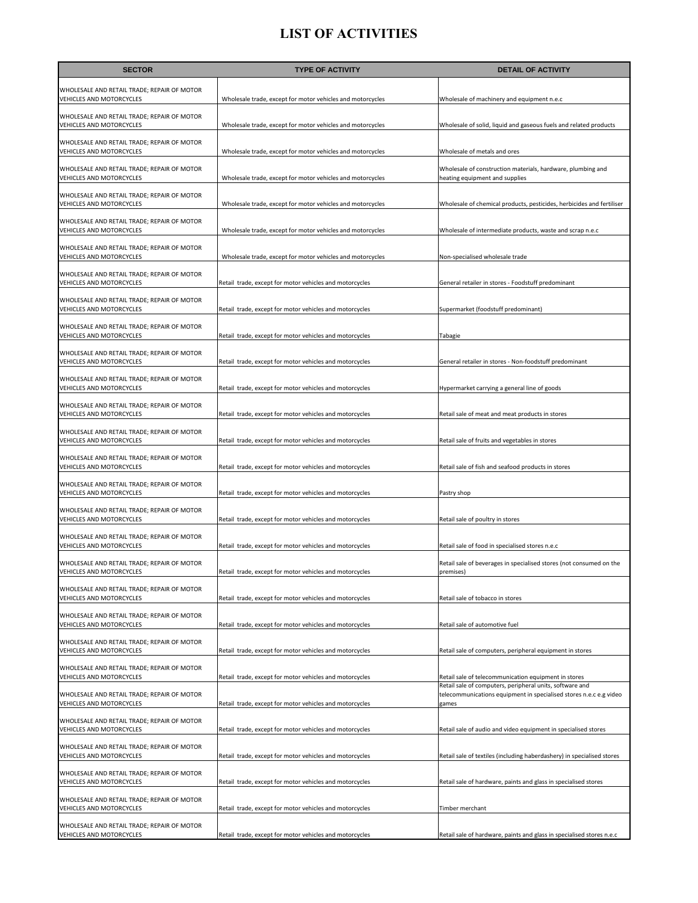# LIST OF ACTIVITIES

| SECTOR | TYPE OF ACTIVITY | DETAIL OF ACTIVITY |
|---|---|---|
| WHOLESALE AND RETAIL TRADE; REPAIR OF MOTOR VEHICLES AND MOTORCYCLES | Wholesale trade, except for motor vehicles and motorcycles | Wholesale of machinery and equipment n.e.c |
| WHOLESALE AND RETAIL TRADE; REPAIR OF MOTOR VEHICLES AND MOTORCYCLES | Wholesale trade, except for motor vehicles and motorcycles | Wholesale of solid, liquid and gaseous fuels and related products |
| WHOLESALE AND RETAIL TRADE; REPAIR OF MOTOR VEHICLES AND MOTORCYCLES | Wholesale trade, except for motor vehicles and motorcycles | Wholesale of metals and ores |
| WHOLESALE AND RETAIL TRADE; REPAIR OF MOTOR VEHICLES AND MOTORCYCLES | Wholesale trade, except for motor vehicles and motorcycles | Wholesale of construction materials, hardware, plumbing and heating equipment and supplies |
| WHOLESALE AND RETAIL TRADE; REPAIR OF MOTOR VEHICLES AND MOTORCYCLES | Wholesale trade, except for motor vehicles and motorcycles | Wholesale of chemical products, pesticides, herbicides and fertiliser |
| WHOLESALE AND RETAIL TRADE; REPAIR OF MOTOR VEHICLES AND MOTORCYCLES | Wholesale trade, except for motor vehicles and motorcycles | Wholesale of intermediate products, waste and scrap n.e.c |
| WHOLESALE AND RETAIL TRADE; REPAIR OF MOTOR VEHICLES AND MOTORCYCLES | Wholesale trade, except for motor vehicles and motorcycles | Non-specialised wholesale trade |
| WHOLESALE AND RETAIL TRADE; REPAIR OF MOTOR VEHICLES AND MOTORCYCLES | Retail trade, except for motor vehicles and motorcycles | General retailer in stores - Foodstuff predominant |
| WHOLESALE AND RETAIL TRADE; REPAIR OF MOTOR VEHICLES AND MOTORCYCLES | Retail trade, except for motor vehicles and motorcycles | Supermarket (foodstuff predominant) |
| WHOLESALE AND RETAIL TRADE; REPAIR OF MOTOR VEHICLES AND MOTORCYCLES | Retail trade, except for motor vehicles and motorcycles | Tabagie |
| WHOLESALE AND RETAIL TRADE; REPAIR OF MOTOR VEHICLES AND MOTORCYCLES | Retail trade, except for motor vehicles and motorcycles | General retailer in stores - Non-foodstuff predominant |
| WHOLESALE AND RETAIL TRADE; REPAIR OF MOTOR VEHICLES AND MOTORCYCLES | Retail trade, except for motor vehicles and motorcycles | Hypermarket carrying a general line of goods |
| WHOLESALE AND RETAIL TRADE; REPAIR OF MOTOR VEHICLES AND MOTORCYCLES | Retail trade, except for motor vehicles and motorcycles | Retail sale of meat and meat products in stores |
| WHOLESALE AND RETAIL TRADE; REPAIR OF MOTOR VEHICLES AND MOTORCYCLES | Retail trade, except for motor vehicles and motorcycles | Retail sale of fruits and vegetables in stores |
| WHOLESALE AND RETAIL TRADE; REPAIR OF MOTOR VEHICLES AND MOTORCYCLES | Retail trade, except for motor vehicles and motorcycles | Retail sale of fish and seafood products in stores |
| WHOLESALE AND RETAIL TRADE; REPAIR OF MOTOR VEHICLES AND MOTORCYCLES | Retail trade, except for motor vehicles and motorcycles | Pastry shop |
| WHOLESALE AND RETAIL TRADE; REPAIR OF MOTOR VEHICLES AND MOTORCYCLES | Retail trade, except for motor vehicles and motorcycles | Retail sale of poultry in stores |
| WHOLESALE AND RETAIL TRADE; REPAIR OF MOTOR VEHICLES AND MOTORCYCLES | Retail trade, except for motor vehicles and motorcycles | Retail sale of food in specialised stores n.e.c |
| WHOLESALE AND RETAIL TRADE; REPAIR OF MOTOR VEHICLES AND MOTORCYCLES | Retail trade, except for motor vehicles and motorcycles | Retail sale of beverages in specialised stores (not consumed on the premises) |
| WHOLESALE AND RETAIL TRADE; REPAIR OF MOTOR VEHICLES AND MOTORCYCLES | Retail trade, except for motor vehicles and motorcycles | Retail sale of tobacco in stores |
| WHOLESALE AND RETAIL TRADE; REPAIR OF MOTOR VEHICLES AND MOTORCYCLES | Retail trade, except for motor vehicles and motorcycles | Retail sale of automotive fuel |
| WHOLESALE AND RETAIL TRADE; REPAIR OF MOTOR VEHICLES AND MOTORCYCLES | Retail trade, except for motor vehicles and motorcycles | Retail sale of computers, peripheral equipment in stores |
| WHOLESALE AND RETAIL TRADE; REPAIR OF MOTOR VEHICLES AND MOTORCYCLES | Retail trade, except for motor vehicles and motorcycles | Retail sale of telecommunication equipment in stores |
| WHOLESALE AND RETAIL TRADE; REPAIR OF MOTOR VEHICLES AND MOTORCYCLES | Retail trade, except for motor vehicles and motorcycles | Retail sale of computers, peripheral units, software and telecommunications equipment in specialised stores n.e.c e.g video games |
| WHOLESALE AND RETAIL TRADE; REPAIR OF MOTOR VEHICLES AND MOTORCYCLES | Retail trade, except for motor vehicles and motorcycles | Retail sale of audio and video equipment in specialised stores |
| WHOLESALE AND RETAIL TRADE; REPAIR OF MOTOR VEHICLES AND MOTORCYCLES | Retail trade, except for motor vehicles and motorcycles | Retail sale of textiles (including haberdashery) in specialised stores |
| WHOLESALE AND RETAIL TRADE; REPAIR OF MOTOR VEHICLES AND MOTORCYCLES | Retail trade, except for motor vehicles and motorcycles | Retail sale of hardware, paints and glass in specialised stores |
| WHOLESALE AND RETAIL TRADE; REPAIR OF MOTOR VEHICLES AND MOTORCYCLES | Retail trade, except for motor vehicles and motorcycles | Timber merchant |
| WHOLESALE AND RETAIL TRADE; REPAIR OF MOTOR VEHICLES AND MOTORCYCLES | Retail trade, except for motor vehicles and motorcycles | Retail sale of hardware, paints and glass in specialised stores n.e.c |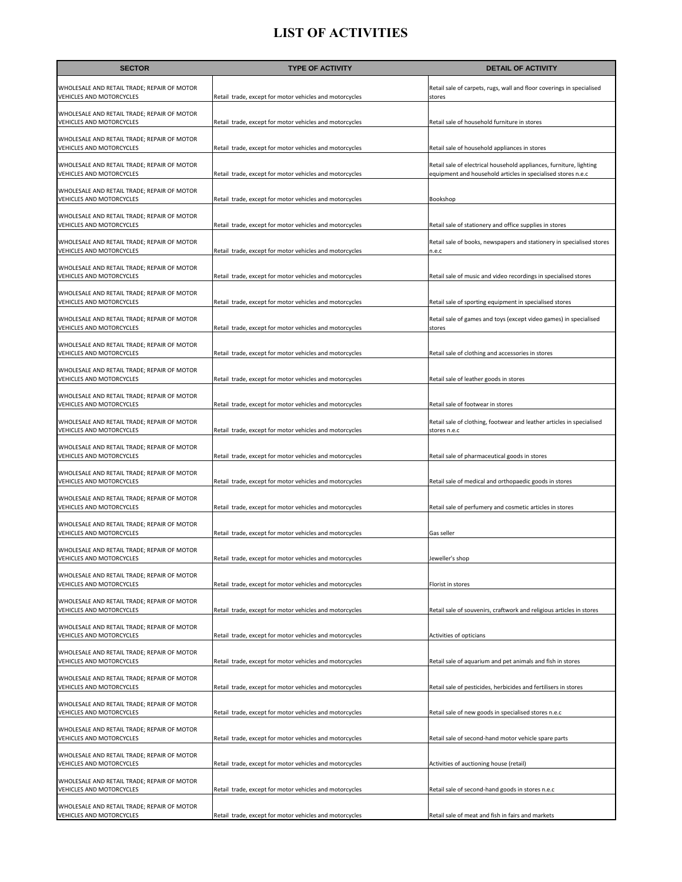# LIST OF ACTIVITIES

| SECTOR | TYPE OF ACTIVITY | DETAIL OF ACTIVITY |
|---|---|---|
| WHOLESALE AND RETAIL TRADE; REPAIR OF MOTOR VEHICLES AND MOTORCYCLES | Retail trade, except for motor vehicles and motorcycles | Retail sale of carpets, rugs, wall and floor coverings in specialised stores |
| WHOLESALE AND RETAIL TRADE; REPAIR OF MOTOR VEHICLES AND MOTORCYCLES | Retail trade, except for motor vehicles and motorcycles | Retail sale of household furniture in stores |
| WHOLESALE AND RETAIL TRADE; REPAIR OF MOTOR VEHICLES AND MOTORCYCLES | Retail trade, except for motor vehicles and motorcycles | Retail sale of household appliances in stores |
| WHOLESALE AND RETAIL TRADE; REPAIR OF MOTOR VEHICLES AND MOTORCYCLES | Retail trade, except for motor vehicles and motorcycles | Retail sale of electrical household appliances, furniture, lighting equipment and household articles in specialised stores n.e.c |
| WHOLESALE AND RETAIL TRADE; REPAIR OF MOTOR VEHICLES AND MOTORCYCLES | Retail trade, except for motor vehicles and motorcycles | Bookshop |
| WHOLESALE AND RETAIL TRADE; REPAIR OF MOTOR VEHICLES AND MOTORCYCLES | Retail trade, except for motor vehicles and motorcycles | Retail sale of stationery and office supplies in stores |
| WHOLESALE AND RETAIL TRADE; REPAIR OF MOTOR VEHICLES AND MOTORCYCLES | Retail trade, except for motor vehicles and motorcycles | Retail sale of books, newspapers and stationery in specialised stores n.e.c |
| WHOLESALE AND RETAIL TRADE; REPAIR OF MOTOR VEHICLES AND MOTORCYCLES | Retail trade, except for motor vehicles and motorcycles | Retail sale of music and video recordings in specialised stores |
| WHOLESALE AND RETAIL TRADE; REPAIR OF MOTOR VEHICLES AND MOTORCYCLES | Retail trade, except for motor vehicles and motorcycles | Retail sale of sporting equipment in specialised stores |
| WHOLESALE AND RETAIL TRADE; REPAIR OF MOTOR VEHICLES AND MOTORCYCLES | Retail trade, except for motor vehicles and motorcycles | Retail sale of games and toys (except video games) in specialised stores |
| WHOLESALE AND RETAIL TRADE; REPAIR OF MOTOR VEHICLES AND MOTORCYCLES | Retail trade, except for motor vehicles and motorcycles | Retail sale of clothing and accessories in stores |
| WHOLESALE AND RETAIL TRADE; REPAIR OF MOTOR VEHICLES AND MOTORCYCLES | Retail trade, except for motor vehicles and motorcycles | Retail sale of leather goods in stores |
| WHOLESALE AND RETAIL TRADE; REPAIR OF MOTOR VEHICLES AND MOTORCYCLES | Retail trade, except for motor vehicles and motorcycles | Retail sale of footwear in stores |
| WHOLESALE AND RETAIL TRADE; REPAIR OF MOTOR VEHICLES AND MOTORCYCLES | Retail trade, except for motor vehicles and motorcycles | Retail sale of clothing, footwear and leather articles in specialised stores n.e.c |
| WHOLESALE AND RETAIL TRADE; REPAIR OF MOTOR VEHICLES AND MOTORCYCLES | Retail trade, except for motor vehicles and motorcycles | Retail sale of pharmaceutical goods in stores |
| WHOLESALE AND RETAIL TRADE; REPAIR OF MOTOR VEHICLES AND MOTORCYCLES | Retail trade, except for motor vehicles and motorcycles | Retail sale of medical and orthopaedic goods in stores |
| WHOLESALE AND RETAIL TRADE; REPAIR OF MOTOR VEHICLES AND MOTORCYCLES | Retail trade, except for motor vehicles and motorcycles | Retail sale of perfumery and cosmetic articles in stores |
| WHOLESALE AND RETAIL TRADE; REPAIR OF MOTOR VEHICLES AND MOTORCYCLES | Retail trade, except for motor vehicles and motorcycles | Gas seller |
| WHOLESALE AND RETAIL TRADE; REPAIR OF MOTOR VEHICLES AND MOTORCYCLES | Retail trade, except for motor vehicles and motorcycles | Jeweller's shop |
| WHOLESALE AND RETAIL TRADE; REPAIR OF MOTOR VEHICLES AND MOTORCYCLES | Retail trade, except for motor vehicles and motorcycles | Florist in stores |
| WHOLESALE AND RETAIL TRADE; REPAIR OF MOTOR VEHICLES AND MOTORCYCLES | Retail trade, except for motor vehicles and motorcycles | Retail sale of souvenirs, craftwork and religious articles in stores |
| WHOLESALE AND RETAIL TRADE; REPAIR OF MOTOR VEHICLES AND MOTORCYCLES | Retail trade, except for motor vehicles and motorcycles | Activities of opticians |
| WHOLESALE AND RETAIL TRADE; REPAIR OF MOTOR VEHICLES AND MOTORCYCLES | Retail trade, except for motor vehicles and motorcycles | Retail sale of aquarium and pet animals and fish in stores |
| WHOLESALE AND RETAIL TRADE; REPAIR OF MOTOR VEHICLES AND MOTORCYCLES | Retail trade, except for motor vehicles and motorcycles | Retail sale of pesticides, herbicides and fertilisers in stores |
| WHOLESALE AND RETAIL TRADE; REPAIR OF MOTOR VEHICLES AND MOTORCYCLES | Retail trade, except for motor vehicles and motorcycles | Retail sale of new goods in specialised stores n.e.c |
| WHOLESALE AND RETAIL TRADE; REPAIR OF MOTOR VEHICLES AND MOTORCYCLES | Retail trade, except for motor vehicles and motorcycles | Retail sale of second-hand motor vehicle spare parts |
| WHOLESALE AND RETAIL TRADE; REPAIR OF MOTOR VEHICLES AND MOTORCYCLES | Retail trade, except for motor vehicles and motorcycles | Activities of auctioning house (retail) |
| WHOLESALE AND RETAIL TRADE; REPAIR OF MOTOR VEHICLES AND MOTORCYCLES | Retail trade, except for motor vehicles and motorcycles | Retail sale of second-hand goods in stores n.e.c |
| WHOLESALE AND RETAIL TRADE; REPAIR OF MOTOR VEHICLES AND MOTORCYCLES | Retail trade, except for motor vehicles and motorcycles | Retail sale of meat and fish in fairs and markets |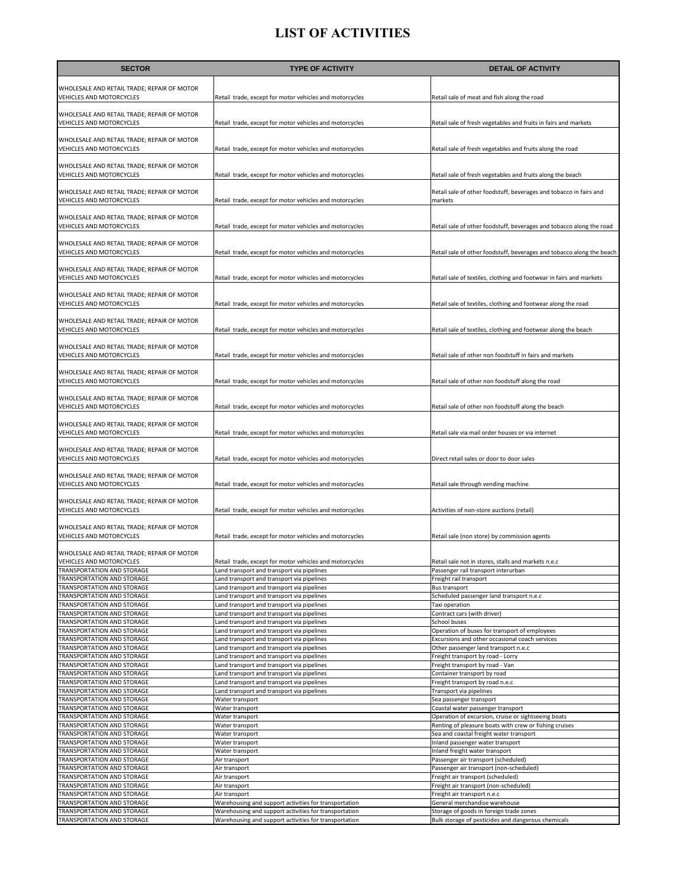# LIST OF ACTIVITIES

| SECTOR | TYPE OF ACTIVITY | DETAIL OF ACTIVITY |
|---|---|---|
| WHOLESALE AND RETAIL TRADE; REPAIR OF MOTOR VEHICLES AND MOTORCYCLES | Retail trade, except for motor vehicles and motorcycles | Retail sale of meat and fish along the road |
| WHOLESALE AND RETAIL TRADE; REPAIR OF MOTOR VEHICLES AND MOTORCYCLES | Retail trade, except for motor vehicles and motorcycles | Retail sale of fresh vegetables and fruits in fairs and markets |
| WHOLESALE AND RETAIL TRADE; REPAIR OF MOTOR VEHICLES AND MOTORCYCLES | Retail trade, except for motor vehicles and motorcycles | Retail sale of fresh vegetables and fruits along the road |
| WHOLESALE AND RETAIL TRADE; REPAIR OF MOTOR VEHICLES AND MOTORCYCLES | Retail trade, except for motor vehicles and motorcycles | Retail sale of fresh vegetables and fruits along the beach |
| WHOLESALE AND RETAIL TRADE; REPAIR OF MOTOR VEHICLES AND MOTORCYCLES | Retail trade, except for motor vehicles and motorcycles | Retail sale of other foodstuff, beverages and tobacco in fairs and markets |
| WHOLESALE AND RETAIL TRADE; REPAIR OF MOTOR VEHICLES AND MOTORCYCLES | Retail trade, except for motor vehicles and motorcycles | Retail sale of other foodstuff, beverages and tobacco along the road |
| WHOLESALE AND RETAIL TRADE; REPAIR OF MOTOR VEHICLES AND MOTORCYCLES | Retail trade, except for motor vehicles and motorcycles | Retail sale of other foodstuff, beverages and tobacco along the beach |
| WHOLESALE AND RETAIL TRADE; REPAIR OF MOTOR VEHICLES AND MOTORCYCLES | Retail trade, except for motor vehicles and motorcycles | Retail sale of textiles, clothing and footwear in fairs and markets |
| WHOLESALE AND RETAIL TRADE; REPAIR OF MOTOR VEHICLES AND MOTORCYCLES | Retail trade, except for motor vehicles and motorcycles | Retail sale of textiles, clothing and footwear along the road |
| WHOLESALE AND RETAIL TRADE; REPAIR OF MOTOR VEHICLES AND MOTORCYCLES | Retail trade, except for motor vehicles and motorcycles | Retail sale of textiles, clothing and footwear along the beach |
| WHOLESALE AND RETAIL TRADE; REPAIR OF MOTOR VEHICLES AND MOTORCYCLES | Retail trade, except for motor vehicles and motorcycles | Retail sale of other non foodstuff in fairs and markets |
| WHOLESALE AND RETAIL TRADE; REPAIR OF MOTOR VEHICLES AND MOTORCYCLES | Retail trade, except for motor vehicles and motorcycles | Retail sale of other non foodstuff along the road |
| WHOLESALE AND RETAIL TRADE; REPAIR OF MOTOR VEHICLES AND MOTORCYCLES | Retail trade, except for motor vehicles and motorcycles | Retail sale of other non foodstuff along the beach |
| WHOLESALE AND RETAIL TRADE; REPAIR OF MOTOR VEHICLES AND MOTORCYCLES | Retail trade, except for motor vehicles and motorcycles | Retail sale via mail order houses or via internet |
| WHOLESALE AND RETAIL TRADE; REPAIR OF MOTOR VEHICLES AND MOTORCYCLES | Retail trade, except for motor vehicles and motorcycles | Direct retail sales or door to door sales |
| WHOLESALE AND RETAIL TRADE; REPAIR OF MOTOR VEHICLES AND MOTORCYCLES | Retail trade, except for motor vehicles and motorcycles | Retail sale through vending machine |
| WHOLESALE AND RETAIL TRADE; REPAIR OF MOTOR VEHICLES AND MOTORCYCLES | Retail trade, except for motor vehicles and motorcycles | Activities of non-store auctions (retail) |
| WHOLESALE AND RETAIL TRADE; REPAIR OF MOTOR VEHICLES AND MOTORCYCLES | Retail trade, except for motor vehicles and motorcycles | Retail sale (non store) by commission agents |
| WHOLESALE AND RETAIL TRADE; REPAIR OF MOTOR VEHICLES AND MOTORCYCLES | Retail trade, except for motor vehicles and motorcycles | Retail sale not in stores, stalls and markets n.e.c |
| TRANSPORTATION AND STORAGE | Land transport and transport via pipelines | Passenger rail transport interurban |
| TRANSPORTATION AND STORAGE | Land transport and transport via pipelines | Freight rail transport |
| TRANSPORTATION AND STORAGE | Land transport and transport via pipelines | Bus transport |
| TRANSPORTATION AND STORAGE | Land transport and transport via pipelines | Scheduled passenger land transport n.e.c |
| TRANSPORTATION AND STORAGE | Land transport and transport via pipelines | Taxi operation |
| TRANSPORTATION AND STORAGE | Land transport and transport via pipelines | Contract cars (with driver) |
| TRANSPORTATION AND STORAGE | Land transport and transport via pipelines | School buses |
| TRANSPORTATION AND STORAGE | Land transport and transport via pipelines | Operation of buses for transport of employees |
| TRANSPORTATION AND STORAGE | Land transport and transport via pipelines | Excursions and other occasional coach services |
| TRANSPORTATION AND STORAGE | Land transport and transport via pipelines | Other passenger land transport n.e.c |
| TRANSPORTATION AND STORAGE | Land transport and transport via pipelines | Freight transport by road - Lorry |
| TRANSPORTATION AND STORAGE | Land transport and transport via pipelines | Freight transport by road - Van |
| TRANSPORTATION AND STORAGE | Land transport and transport via pipelines | Container transport by road |
| TRANSPORTATION AND STORAGE | Land transport and transport via pipelines | Freight transport by road n.e.c |
| TRANSPORTATION AND STORAGE | Land transport and transport via pipelines | Transport via pipelines |
| TRANSPORTATION AND STORAGE | Water transport | Sea passenger transport |
| TRANSPORTATION AND STORAGE | Water transport | Coastal water passenger transport |
| TRANSPORTATION AND STORAGE | Water transport | Operation of excursion, cruise or sightseeing boats |
| TRANSPORTATION AND STORAGE | Water transport | Renting of pleasure boats with crew or fishing cruises |
| TRANSPORTATION AND STORAGE | Water transport | Sea and coastal freight water transport |
| TRANSPORTATION AND STORAGE | Water transport | Inland passenger water transport |
| TRANSPORTATION AND STORAGE | Water transport | Inland freight water transport |
| TRANSPORTATION AND STORAGE | Air transport | Passenger air transport (scheduled) |
| TRANSPORTATION AND STORAGE | Air transport | Passenger air transport (non-scheduled) |
| TRANSPORTATION AND STORAGE | Air transport | Freight air transport (scheduled) |
| TRANSPORTATION AND STORAGE | Air transport | Freight air transport (non-scheduled) |
| TRANSPORTATION AND STORAGE | Air transport | Freight air transport n.e.c |
| TRANSPORTATION AND STORAGE | Warehousing and support activities for transportation | General merchandise warehouse |
| TRANSPORTATION AND STORAGE | Warehousing and support activities for transportation | Storage of goods in foreign trade zones |
| TRANSPORTATION AND STORAGE | Warehousing and support activities for transportation | Bulk storage of pesticides and dangerous chemicals |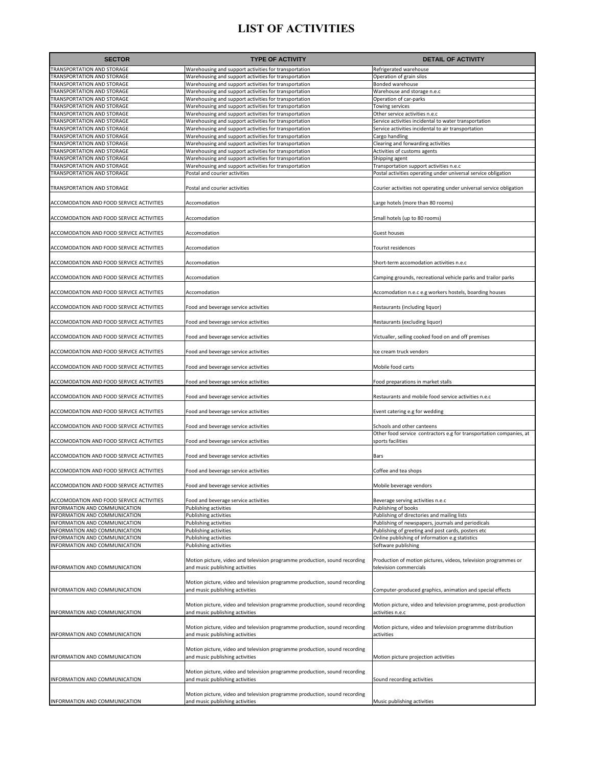# LIST OF ACTIVITIES

| SECTOR | TYPE OF ACTIVITY | DETAIL OF ACTIVITY |
|---|---|---|
| TRANSPORTATION AND STORAGE | Warehousing and support activities for transportation | Refrigerated warehouse |
| TRANSPORTATION AND STORAGE | Warehousing and support activities for transportation | Operation of grain silos |
| TRANSPORTATION AND STORAGE | Warehousing and support activities for transportation | Bonded warehouse |
| TRANSPORTATION AND STORAGE | Warehousing and support activities for transportation | Warehouse and storage n.e.c |
| TRANSPORTATION AND STORAGE | Warehousing and support activities for transportation | Operation of car-parks |
| TRANSPORTATION AND STORAGE | Warehousing and support activities for transportation | Towing services |
| TRANSPORTATION AND STORAGE | Warehousing and support activities for transportation | Other service activities n.e.c |
| TRANSPORTATION AND STORAGE | Warehousing and support activities for transportation | Service activities incidental to water transportation |
| TRANSPORTATION AND STORAGE | Warehousing and support activities for transportation | Service activities incidental to air transportation |
| TRANSPORTATION AND STORAGE | Warehousing and support activities for transportation | Cargo handling |
| TRANSPORTATION AND STORAGE | Warehousing and support activities for transportation | Clearing and forwarding activities |
| TRANSPORTATION AND STORAGE | Warehousing and support activities for transportation | Activities of customs agents |
| TRANSPORTATION AND STORAGE | Warehousing and support activities for transportation | Shipping agent |
| TRANSPORTATION AND STORAGE | Warehousing and support activities for transportation | Transportation support activities n.e.c |
| TRANSPORTATION AND STORAGE | Postal and courier activities | Postal activities operating under universal service obligation |
| TRANSPORTATION AND STORAGE | Postal and courier activities | Courier activities not operating under universal service obligation |
| ACCOMODATION AND FOOD SERVICE ACTIVITIES | Accomodation | Large hotels (more than 80 rooms) |
| ACCOMODATION AND FOOD SERVICE ACTIVITIES | Accomodation | Small hotels (up to 80 rooms) |
| ACCOMODATION AND FOOD SERVICE ACTIVITIES | Accomodation | Guest houses |
| ACCOMODATION AND FOOD SERVICE ACTIVITIES | Accomodation | Tourist residences |
| ACCOMODATION AND FOOD SERVICE ACTIVITIES | Accomodation | Short-term accomodation activities n.e.c |
| ACCOMODATION AND FOOD SERVICE ACTIVITIES | Accomodation | Camping grounds, recreational vehicle parks and trailor parks |
| ACCOMODATION AND FOOD SERVICE ACTIVITIES | Accomodation | Accomodation n.e.c e.g workers hostels, boarding houses |
| ACCOMODATION AND FOOD SERVICE ACTIVITIES | Food and beverage service activities | Restaurants (including liquor) |
| ACCOMODATION AND FOOD SERVICE ACTIVITIES | Food and beverage service activities | Restaurants (excluding liquor) |
| ACCOMODATION AND FOOD SERVICE ACTIVITIES | Food and beverage service activities | Victualler, selling cooked food on and off premises |
| ACCOMODATION AND FOOD SERVICE ACTIVITIES | Food and beverage service activities | Ice cream truck vendors |
| ACCOMODATION AND FOOD SERVICE ACTIVITIES | Food and beverage service activities | Mobile food carts |
| ACCOMODATION AND FOOD SERVICE ACTIVITIES | Food and beverage service activities | Food preparations in market stalls |
| ACCOMODATION AND FOOD SERVICE ACTIVITIES | Food and beverage service activities | Restaurants and mobile food service activities n.e.c |
| ACCOMODATION AND FOOD SERVICE ACTIVITIES | Food and beverage service activities | Event catering e.g for wedding |
| ACCOMODATION AND FOOD SERVICE ACTIVITIES | Food and beverage service activities | Schools and other canteens |
| ACCOMODATION AND FOOD SERVICE ACTIVITIES | Food and beverage service activities | Other food service contractors e.g for transportation companies, at sports facilities |
| ACCOMODATION AND FOOD SERVICE ACTIVITIES | Food and beverage service activities | Bars |
| ACCOMODATION AND FOOD SERVICE ACTIVITIES | Food and beverage service activities | Coffee and tea shops |
| ACCOMODATION AND FOOD SERVICE ACTIVITIES | Food and beverage service activities | Mobile beverage vendors |
| ACCOMODATION AND FOOD SERVICE ACTIVITIES | Food and beverage service activities | Beverage serving activities n.e.c |
| INFORMATION AND COMMUNICATION | Publishing activities | Publishing of books |
| INFORMATION AND COMMUNICATION | Publishing activities | Publishing of directories and mailing lists |
| INFORMATION AND COMMUNICATION | Publishing activities | Publishing of newspapers, journals and periodicals |
| INFORMATION AND COMMUNICATION | Publishing activities | Publishing of greeting and post cards, posters etc |
| INFORMATION AND COMMUNICATION | Publishing activities | Online publishing of information e.g statistics |
| INFORMATION AND COMMUNICATION | Publishing activities | Software publishing |
| INFORMATION AND COMMUNICATION | Motion picture, video and television programme production, sound recording and music publishing activities | Production of motion pictures, videos, television programmes or television commercials |
| INFORMATION AND COMMUNICATION | Motion picture, video and television programme production, sound recording and music publishing activities | Computer-produced graphics, animation and special effects |
| INFORMATION AND COMMUNICATION | Motion picture, video and television programme production, sound recording and music publishing activities | Motion picture, video and television programme, post-production activities n.e.c |
| INFORMATION AND COMMUNICATION | Motion picture, video and television programme production, sound recording and music publishing activities | Motion picture, video and television programme distribution activities |
| INFORMATION AND COMMUNICATION | Motion picture, video and television programme production, sound recording and music publishing activities | Motion picture projection activities |
| INFORMATION AND COMMUNICATION | Motion picture, video and television programme production, sound recording and music publishing activities | Sound recording activities |
| INFORMATION AND COMMUNICATION | Motion picture, video and television programme production, sound recording and music publishing activities | Music publishing activities |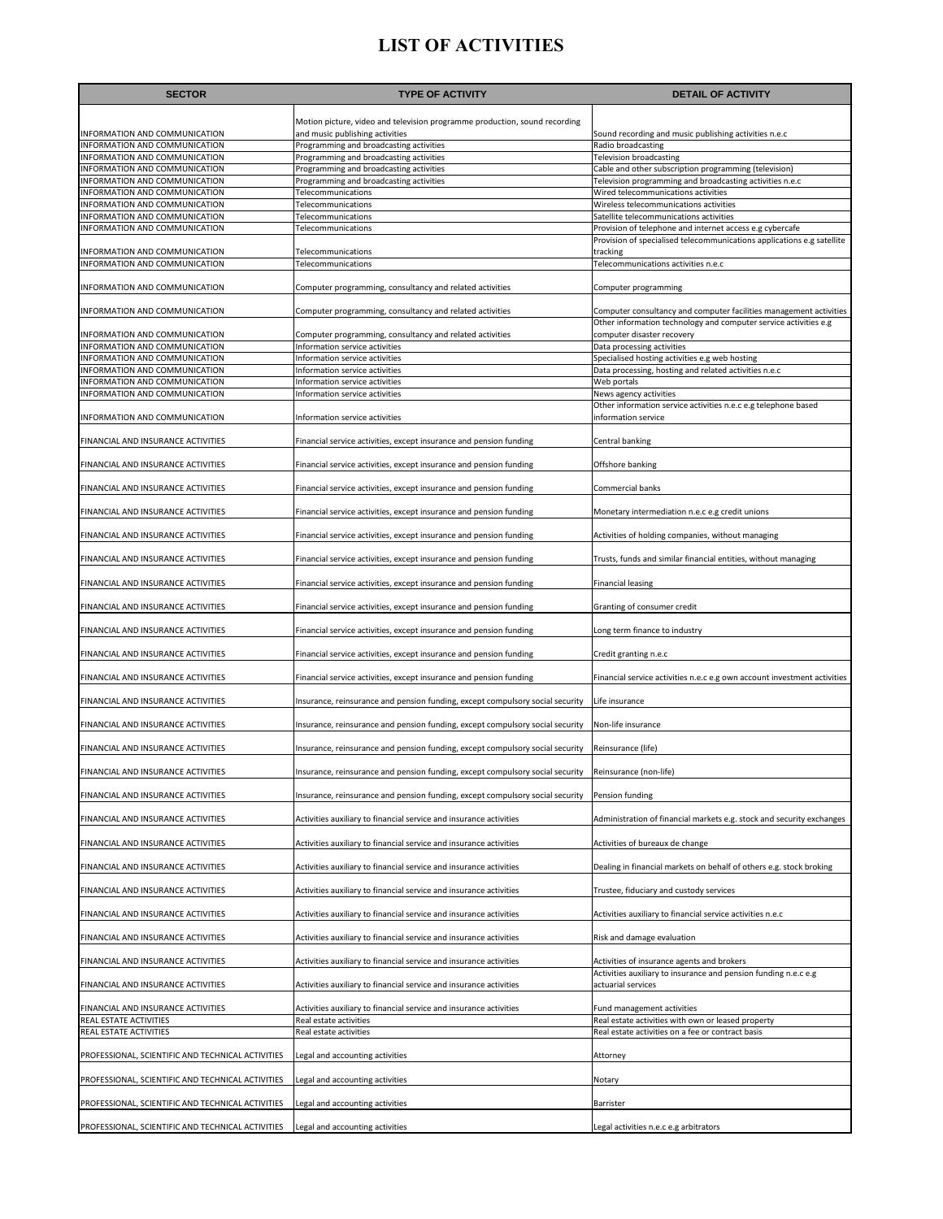# LIST OF ACTIVITIES

| SECTOR | TYPE OF ACTIVITY | DETAIL OF ACTIVITY |
|---|---|---|
| INFORMATION AND COMMUNICATION | Motion picture, video and television programme production, sound recording and music publishing activities | Sound recording and music publishing activities n.e.c |
| INFORMATION AND COMMUNICATION | Programming and broadcasting activities | Radio broadcasting |
| INFORMATION AND COMMUNICATION | Programming and broadcasting activities | Television broadcasting |
| INFORMATION AND COMMUNICATION | Programming and broadcasting activities | Cable and other subscription programming (television) |
| INFORMATION AND COMMUNICATION | Programming and broadcasting activities | Television programming and broadcasting activities n.e.c |
| INFORMATION AND COMMUNICATION | Telecommunications | Wired telecommunications activities |
| INFORMATION AND COMMUNICATION | Telecommunications | Wireless telecommunications activities |
| INFORMATION AND COMMUNICATION | Telecommunications | Satellite telecommunications activities |
| INFORMATION AND COMMUNICATION | Telecommunications | Provision of telephone and internet access e.g cybercafe |
| INFORMATION AND COMMUNICATION | Telecommunications | Provision of specialised telecommunications applications e.g satellite tracking |
| INFORMATION AND COMMUNICATION | Telecommunications | Telecommunications activities n.e.c |
| INFORMATION AND COMMUNICATION | Computer programming, consultancy and related activities | Computer programming |
| INFORMATION AND COMMUNICATION | Computer programming, consultancy and related activities | Computer consultancy and computer facilities management activities |
| INFORMATION AND COMMUNICATION | Computer programming, consultancy and related activities | Other information technology and computer service activities e.g computer disaster recovery |
| INFORMATION AND COMMUNICATION | Information service activities | Data processing activities |
| INFORMATION AND COMMUNICATION | Information service activities | Specialised hosting activities e.g web hosting |
| INFORMATION AND COMMUNICATION | Information service activities | Data processing, hosting and related activities n.e.c |
| INFORMATION AND COMMUNICATION | Information service activities | Web portals |
| INFORMATION AND COMMUNICATION | Information service activities | News agency activities |
| INFORMATION AND COMMUNICATION | Information service activities | Other information service activities n.e.c e.g telephone based information service |
| FINANCIAL AND INSURANCE ACTIVITIES | Financial service activities, except insurance and pension funding | Central banking |
| FINANCIAL AND INSURANCE ACTIVITIES | Financial service activities, except insurance and pension funding | Offshore banking |
| FINANCIAL AND INSURANCE ACTIVITIES | Financial service activities, except insurance and pension funding | Commercial banks |
| FINANCIAL AND INSURANCE ACTIVITIES | Financial service activities, except insurance and pension funding | Monetary intermediation n.e.c e.g credit unions |
| FINANCIAL AND INSURANCE ACTIVITIES | Financial service activities, except insurance and pension funding | Activities of holding companies, without managing |
| FINANCIAL AND INSURANCE ACTIVITIES | Financial service activities, except insurance and pension funding | Trusts, funds and similar financial entities, without managing |
| FINANCIAL AND INSURANCE ACTIVITIES | Financial service activities, except insurance and pension funding | Financial leasing |
| FINANCIAL AND INSURANCE ACTIVITIES | Financial service activities, except insurance and pension funding | Granting of consumer credit |
| FINANCIAL AND INSURANCE ACTIVITIES | Financial service activities, except insurance and pension funding | Long term finance to industry |
| FINANCIAL AND INSURANCE ACTIVITIES | Financial service activities, except insurance and pension funding | Credit granting n.e.c |
| FINANCIAL AND INSURANCE ACTIVITIES | Financial service activities, except insurance and pension funding | Financial service activities n.e.c e.g own account investment activities |
| FINANCIAL AND INSURANCE ACTIVITIES | Insurance, reinsurance and pension funding, except compulsory social security | Life insurance |
| FINANCIAL AND INSURANCE ACTIVITIES | Insurance, reinsurance and pension funding, except compulsory social security | Non-life insurance |
| FINANCIAL AND INSURANCE ACTIVITIES | Insurance, reinsurance and pension funding, except compulsory social security | Reinsurance (life) |
| FINANCIAL AND INSURANCE ACTIVITIES | Insurance, reinsurance and pension funding, except compulsory social security | Reinsurance (non-life) |
| FINANCIAL AND INSURANCE ACTIVITIES | Insurance, reinsurance and pension funding, except compulsory social security | Pension funding |
| FINANCIAL AND INSURANCE ACTIVITIES | Activities auxiliary to financial service and insurance activities | Administration of financial markets e.g. stock and security exchanges |
| FINANCIAL AND INSURANCE ACTIVITIES | Activities auxiliary to financial service and insurance activities | Activities of bureaux de change |
| FINANCIAL AND INSURANCE ACTIVITIES | Activities auxiliary to financial service and insurance activities | Dealing in financial markets on behalf of others e.g. stock broking |
| FINANCIAL AND INSURANCE ACTIVITIES | Activities auxiliary to financial service and insurance activities | Trustee, fiduciary and custody services |
| FINANCIAL AND INSURANCE ACTIVITIES | Activities auxiliary to financial service and insurance activities | Activities auxiliary to financial service activities n.e.c |
| FINANCIAL AND INSURANCE ACTIVITIES | Activities auxiliary to financial service and insurance activities | Risk and damage evaluation |
| FINANCIAL AND INSURANCE ACTIVITIES | Activities auxiliary to financial service and insurance activities | Activities of insurance agents and brokers |
| FINANCIAL AND INSURANCE ACTIVITIES | Activities auxiliary to financial service and insurance activities | Activities auxiliary to insurance and pension funding n.e.c e.g actuarial services |
| FINANCIAL AND INSURANCE ACTIVITIES | Activities auxiliary to financial service and insurance activities | Fund management activities |
| REAL ESTATE ACTIVITIES | Real estate activities | Real estate activities with own or leased property |
| REAL ESTATE ACTIVITIES | Real estate activities | Real estate activities on a fee or contract basis |
| PROFESSIONAL, SCIENTIFIC AND TECHNICAL ACTIVITIES | Legal and accounting activities | Attorney |
| PROFESSIONAL, SCIENTIFIC AND TECHNICAL ACTIVITIES | Legal and accounting activities | Notary |
| PROFESSIONAL, SCIENTIFIC AND TECHNICAL ACTIVITIES | Legal and accounting activities | Barrister |
| PROFESSIONAL, SCIENTIFIC AND TECHNICAL ACTIVITIES | Legal and accounting activities | Legal activities n.e.c e.g arbitrators |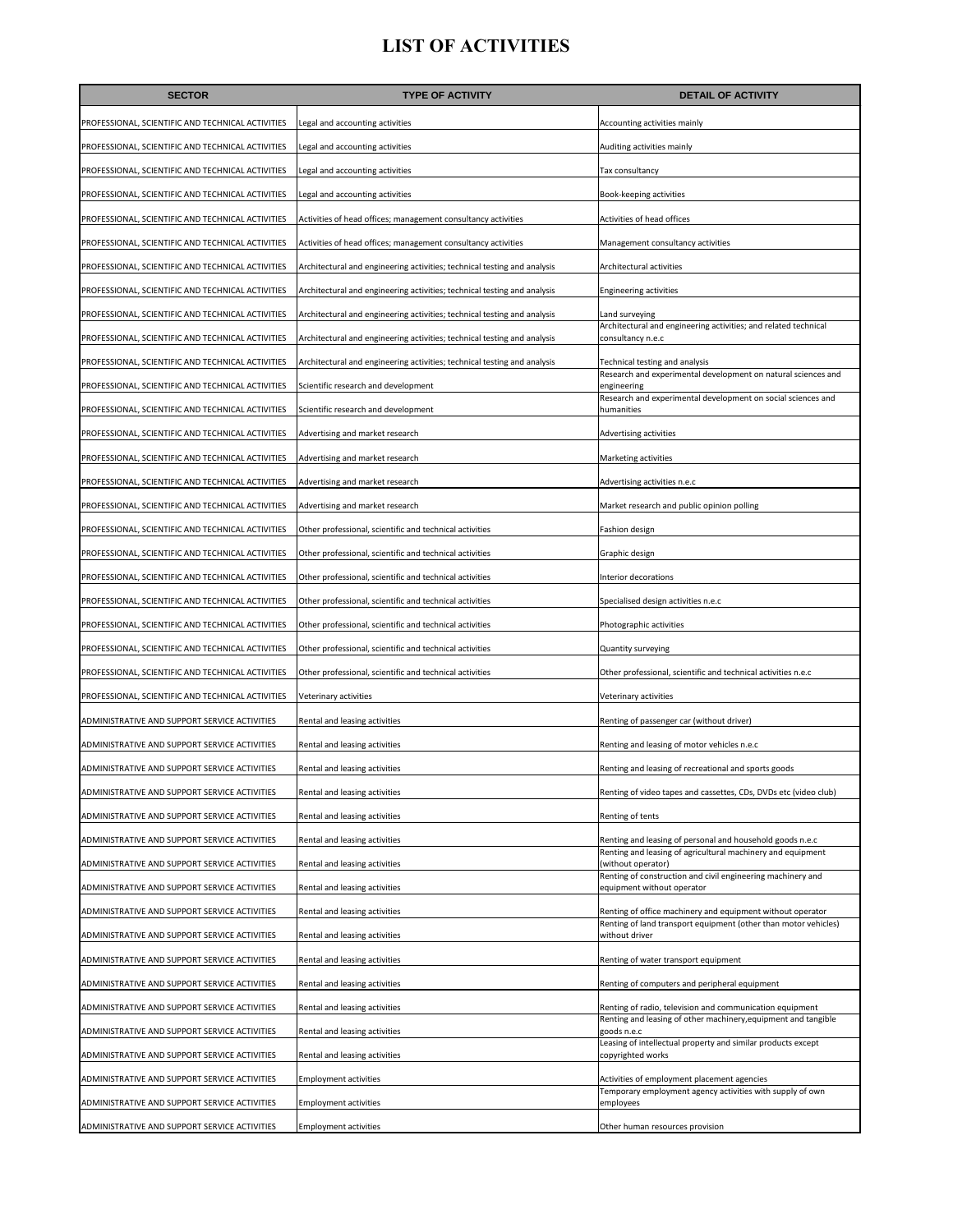# LIST OF ACTIVITIES

| SECTOR | TYPE OF ACTIVITY | DETAIL OF ACTIVITY |
|---|---|---|
| PROFESSIONAL, SCIENTIFIC AND TECHNICAL ACTIVITIES | Legal and accounting activities | Accounting activities mainly |
| PROFESSIONAL, SCIENTIFIC AND TECHNICAL ACTIVITIES | Legal and accounting activities | Auditing activities mainly |
| PROFESSIONAL, SCIENTIFIC AND TECHNICAL ACTIVITIES | Legal and accounting activities | Tax consultancy |
| PROFESSIONAL, SCIENTIFIC AND TECHNICAL ACTIVITIES | Legal and accounting activities | Book-keeping activities |
| PROFESSIONAL, SCIENTIFIC AND TECHNICAL ACTIVITIES | Activities of head offices; management consultancy activities | Activities of head offices |
| PROFESSIONAL, SCIENTIFIC AND TECHNICAL ACTIVITIES | Activities of head offices; management consultancy activities | Management consultancy activities |
| PROFESSIONAL, SCIENTIFIC AND TECHNICAL ACTIVITIES | Architectural and engineering activities; technical testing and analysis | Architectural activities |
| PROFESSIONAL, SCIENTIFIC AND TECHNICAL ACTIVITIES | Architectural and engineering activities; technical testing and analysis | Engineering activities |
| PROFESSIONAL, SCIENTIFIC AND TECHNICAL ACTIVITIES | Architectural and engineering activities; technical testing and analysis | Land surveying |
| PROFESSIONAL, SCIENTIFIC AND TECHNICAL ACTIVITIES | Architectural and engineering activities; technical testing and analysis | Architectural and engineering activities; and related technical consultancy n.e.c |
| PROFESSIONAL, SCIENTIFIC AND TECHNICAL ACTIVITIES | Architectural and engineering activities; technical testing and analysis | Technical testing and analysis |
| PROFESSIONAL, SCIENTIFIC AND TECHNICAL ACTIVITIES | Scientific research and development | Research and experimental development on natural sciences and engineering |
| PROFESSIONAL, SCIENTIFIC AND TECHNICAL ACTIVITIES | Scientific research and development | Research and experimental development on social sciences and humanities |
| PROFESSIONAL, SCIENTIFIC AND TECHNICAL ACTIVITIES | Advertising and market research | Advertising activities |
| PROFESSIONAL, SCIENTIFIC AND TECHNICAL ACTIVITIES | Advertising and market research | Marketing activities |
| PROFESSIONAL, SCIENTIFIC AND TECHNICAL ACTIVITIES | Advertising and market research | Advertising activities n.e.c |
| PROFESSIONAL, SCIENTIFIC AND TECHNICAL ACTIVITIES | Advertising and market research | Market research and public opinion polling |
| PROFESSIONAL, SCIENTIFIC AND TECHNICAL ACTIVITIES | Other professional, scientific and technical activities | Fashion design |
| PROFESSIONAL, SCIENTIFIC AND TECHNICAL ACTIVITIES | Other professional, scientific and technical activities | Graphic design |
| PROFESSIONAL, SCIENTIFIC AND TECHNICAL ACTIVITIES | Other professional, scientific and technical activities | Interior decorations |
| PROFESSIONAL, SCIENTIFIC AND TECHNICAL ACTIVITIES | Other professional, scientific and technical activities | Specialised design activities n.e.c |
| PROFESSIONAL, SCIENTIFIC AND TECHNICAL ACTIVITIES | Other professional, scientific and technical activities | Photographic activities |
| PROFESSIONAL, SCIENTIFIC AND TECHNICAL ACTIVITIES | Other professional, scientific and technical activities | Quantity surveying |
| PROFESSIONAL, SCIENTIFIC AND TECHNICAL ACTIVITIES | Other professional, scientific and technical activities | Other professional, scientific and technical activities n.e.c |
| PROFESSIONAL, SCIENTIFIC AND TECHNICAL ACTIVITIES | Veterinary activities | Veterinary activities |
| ADMINISTRATIVE AND SUPPORT SERVICE ACTIVITIES | Rental and leasing activities | Renting of passenger car (without driver) |
| ADMINISTRATIVE AND SUPPORT SERVICE ACTIVITIES | Rental and leasing activities | Renting and leasing of motor vehicles n.e.c |
| ADMINISTRATIVE AND SUPPORT SERVICE ACTIVITIES | Rental and leasing activities | Renting and leasing of recreational and sports goods |
| ADMINISTRATIVE AND SUPPORT SERVICE ACTIVITIES | Rental and leasing activities | Renting of video tapes and cassettes, CDs, DVDs etc (video club) |
| ADMINISTRATIVE AND SUPPORT SERVICE ACTIVITIES | Rental and leasing activities | Renting of tents |
| ADMINISTRATIVE AND SUPPORT SERVICE ACTIVITIES | Rental and leasing activities | Renting and leasing of personal and household goods n.e.c |
| ADMINISTRATIVE AND SUPPORT SERVICE ACTIVITIES | Rental and leasing activities | Renting and leasing of agricultural machinery and equipment (without operator) |
| ADMINISTRATIVE AND SUPPORT SERVICE ACTIVITIES | Rental and leasing activities | Renting of construction and civil engineering machinery and equipment without operator |
| ADMINISTRATIVE AND SUPPORT SERVICE ACTIVITIES | Rental and leasing activities | Renting of office machinery and equipment without operator |
| ADMINISTRATIVE AND SUPPORT SERVICE ACTIVITIES | Rental and leasing activities | Renting of land transport equipment (other than motor vehicles) without driver |
| ADMINISTRATIVE AND SUPPORT SERVICE ACTIVITIES | Rental and leasing activities | Renting of water transport equipment |
| ADMINISTRATIVE AND SUPPORT SERVICE ACTIVITIES | Rental and leasing activities | Renting of computers and peripheral equipment |
| ADMINISTRATIVE AND SUPPORT SERVICE ACTIVITIES | Rental and leasing activities | Renting of radio, television and communication equipment |
| ADMINISTRATIVE AND SUPPORT SERVICE ACTIVITIES | Rental and leasing activities | Renting and leasing of other machinery,equipment and tangible goods n.e.c |
| ADMINISTRATIVE AND SUPPORT SERVICE ACTIVITIES | Rental and leasing activities | Leasing of intellectual property and similar products except copyrighted works |
| ADMINISTRATIVE AND SUPPORT SERVICE ACTIVITIES | Employment activities | Activities of employment placement agencies |
| ADMINISTRATIVE AND SUPPORT SERVICE ACTIVITIES | Employment activities | Temporary employment agency activities with supply of own employees |
| ADMINISTRATIVE AND SUPPORT SERVICE ACTIVITIES | Employment activities | Other human resources provision |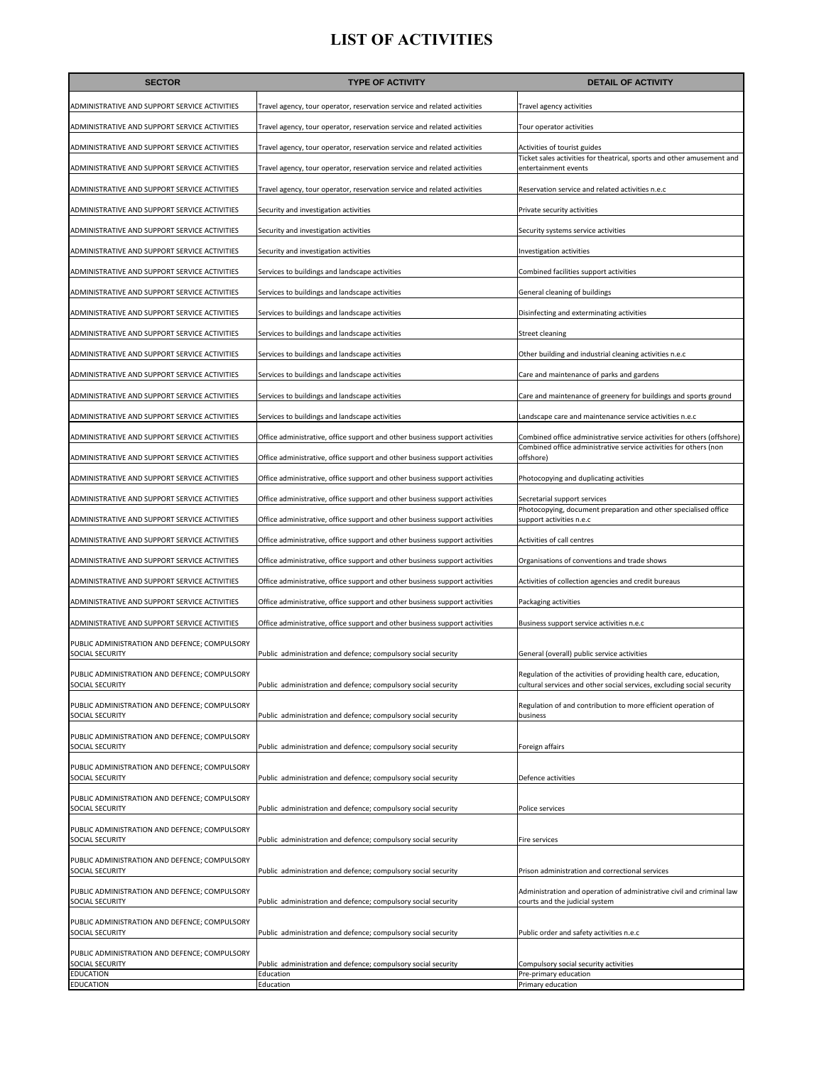# LIST OF ACTIVITIES

| SECTOR | TYPE OF ACTIVITY | DETAIL OF ACTIVITY |
|---|---|---|
| ADMINISTRATIVE AND SUPPORT SERVICE ACTIVITIES | Travel agency, tour operator, reservation service and related activities | Travel agency activities |
| ADMINISTRATIVE AND SUPPORT SERVICE ACTIVITIES | Travel agency, tour operator, reservation service and related activities | Tour operator activities |
| ADMINISTRATIVE AND SUPPORT SERVICE ACTIVITIES | Travel agency, tour operator, reservation service and related activities | Activities of tourist guides |
| ADMINISTRATIVE AND SUPPORT SERVICE ACTIVITIES | Travel agency, tour operator, reservation service and related activities | Ticket sales activities for theatrical, sports and other amusement and entertainment events |
| ADMINISTRATIVE AND SUPPORT SERVICE ACTIVITIES | Travel agency, tour operator, reservation service and related activities | Reservation service and related activities n.e.c |
| ADMINISTRATIVE AND SUPPORT SERVICE ACTIVITIES | Security and investigation activities | Private security activities |
| ADMINISTRATIVE AND SUPPORT SERVICE ACTIVITIES | Security and investigation activities | Security systems service activities |
| ADMINISTRATIVE AND SUPPORT SERVICE ACTIVITIES | Security and investigation activities | Investigation activities |
| ADMINISTRATIVE AND SUPPORT SERVICE ACTIVITIES | Services to buildings and landscape activities | Combined facilities support activities |
| ADMINISTRATIVE AND SUPPORT SERVICE ACTIVITIES | Services to buildings and landscape activities | General cleaning of buildings |
| ADMINISTRATIVE AND SUPPORT SERVICE ACTIVITIES | Services to buildings and landscape activities | Disinfecting and exterminating activities |
| ADMINISTRATIVE AND SUPPORT SERVICE ACTIVITIES | Services to buildings and landscape activities | Street cleaning |
| ADMINISTRATIVE AND SUPPORT SERVICE ACTIVITIES | Services to buildings and landscape activities | Other building and industrial cleaning activities n.e.c |
| ADMINISTRATIVE AND SUPPORT SERVICE ACTIVITIES | Services to buildings and landscape activities | Care and maintenance of parks and gardens |
| ADMINISTRATIVE AND SUPPORT SERVICE ACTIVITIES | Services to buildings and landscape activities | Care and maintenance of greenery for buildings and sports ground |
| ADMINISTRATIVE AND SUPPORT SERVICE ACTIVITIES | Services to buildings and landscape activities | Landscape care and maintenance service activities n.e.c |
| ADMINISTRATIVE AND SUPPORT SERVICE ACTIVITIES | Office administrative, office support and other business support activities | Combined office administrative service activities for others (offshore) |
| ADMINISTRATIVE AND SUPPORT SERVICE ACTIVITIES | Office administrative, office support and other business support activities | Combined office administrative service activities for others (non offshore) |
| ADMINISTRATIVE AND SUPPORT SERVICE ACTIVITIES | Office administrative, office support and other business support activities | Photocopying and duplicating activities |
| ADMINISTRATIVE AND SUPPORT SERVICE ACTIVITIES | Office administrative, office support and other business support activities | Secretarial support services |
| ADMINISTRATIVE AND SUPPORT SERVICE ACTIVITIES | Office administrative, office support and other business support activities | Photocopying, document preparation and other specialised office support activities n.e.c |
| ADMINISTRATIVE AND SUPPORT SERVICE ACTIVITIES | Office administrative, office support and other business support activities | Activities of call centres |
| ADMINISTRATIVE AND SUPPORT SERVICE ACTIVITIES | Office administrative, office support and other business support activities | Organisations of conventions and trade shows |
| ADMINISTRATIVE AND SUPPORT SERVICE ACTIVITIES | Office administrative, office support and other business support activities | Activities of collection agencies and credit bureaus |
| ADMINISTRATIVE AND SUPPORT SERVICE ACTIVITIES | Office administrative, office support and other business support activities | Packaging activities |
| ADMINISTRATIVE AND SUPPORT SERVICE ACTIVITIES | Office administrative, office support and other business support activities | Business support service activities n.e.c |
| PUBLIC ADMINISTRATION AND DEFENCE; COMPULSORY SOCIAL SECURITY | Public administration and defence; compulsory social security | General (overall) public service activities |
| PUBLIC ADMINISTRATION AND DEFENCE; COMPULSORY SOCIAL SECURITY | Public administration and defence; compulsory social security | Regulation of the activities of providing health care, education, cultural services and other social services, excluding social security |
| PUBLIC ADMINISTRATION AND DEFENCE; COMPULSORY SOCIAL SECURITY | Public administration and defence; compulsory social security | Regulation of and contribution to more efficient operation of business |
| PUBLIC ADMINISTRATION AND DEFENCE; COMPULSORY SOCIAL SECURITY | Public administration and defence; compulsory social security | Foreign affairs |
| PUBLIC ADMINISTRATION AND DEFENCE; COMPULSORY SOCIAL SECURITY | Public administration and defence; compulsory social security | Defence activities |
| PUBLIC ADMINISTRATION AND DEFENCE; COMPULSORY SOCIAL SECURITY | Public administration and defence; compulsory social security | Police services |
| PUBLIC ADMINISTRATION AND DEFENCE; COMPULSORY SOCIAL SECURITY | Public administration and defence; compulsory social security | Fire services |
| PUBLIC ADMINISTRATION AND DEFENCE; COMPULSORY SOCIAL SECURITY | Public administration and defence; compulsory social security | Prison administration and correctional services |
| PUBLIC ADMINISTRATION AND DEFENCE; COMPULSORY SOCIAL SECURITY | Public administration and defence; compulsory social security | Administration and operation of administrative civil and criminal law courts and the judicial system |
| PUBLIC ADMINISTRATION AND DEFENCE; COMPULSORY SOCIAL SECURITY | Public administration and defence; compulsory social security | Public order and safety activities n.e.c |
| PUBLIC ADMINISTRATION AND DEFENCE; COMPULSORY SOCIAL SECURITY | Public administration and defence; compulsory social security | Compulsory social security activities |
| EDUCATION | Education | Pre-primary education |
| EDUCATION | Education | Primary education |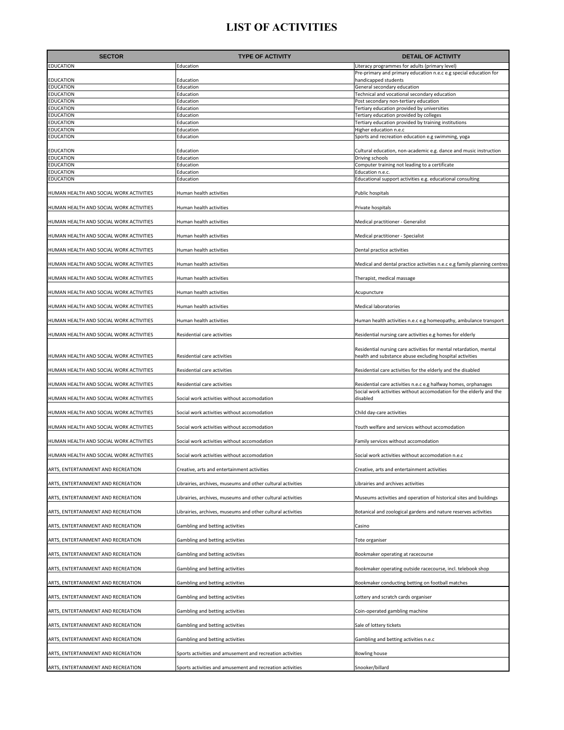# LIST OF ACTIVITIES

| SECTOR | TYPE OF ACTIVITY | DETAIL OF ACTIVITY |
|---|---|---|
| EDUCATION | Education | Literacy programmes for adults (primary level) |
| EDUCATION | Education | Pre-primary and primary education n.e.c e.g special education for handicapped students |
| EDUCATION | Education | General secondary education |
| EDUCATION | Education | Technical and vocational secondary education |
| EDUCATION | Education | Post secondary non-tertiary education |
| EDUCATION | Education | Tertiary education provided by universities |
| EDUCATION | Education | Tertiary education provided by colleges |
| EDUCATION | Education | Tertiary education provided by training institutions |
| EDUCATION | Education | Higher education n.e.c |
| EDUCATION | Education | Sports and recreation education e.g swimming, yoga |
| EDUCATION | Education | Cultural education, non-academic e.g. dance and music instruction |
| EDUCATION | Education | Driving schools |
| EDUCATION | Education | Computer training not leading to a certificate |
| EDUCATION | Education | Education n.e.c. |
| EDUCATION | Education | Educational support activities e.g. educational consulting |
| HUMAN HEALTH AND SOCIAL WORK ACTIVITIES | Human health activities | Public hospitals |
| HUMAN HEALTH AND SOCIAL WORK ACTIVITIES | Human health activities | Private hospitals |
| HUMAN HEALTH AND SOCIAL WORK ACTIVITIES | Human health activities | Medical practitioner - Generalist |
| HUMAN HEALTH AND SOCIAL WORK ACTIVITIES | Human health activities | Medical practitioner - Specialist |
| HUMAN HEALTH AND SOCIAL WORK ACTIVITIES | Human health activities | Dental practice activities |
| HUMAN HEALTH AND SOCIAL WORK ACTIVITIES | Human health activities | Medical and dental practice activities n.e.c e.g family planning centres |
| HUMAN HEALTH AND SOCIAL WORK ACTIVITIES | Human health activities | Therapist, medical massage |
| HUMAN HEALTH AND SOCIAL WORK ACTIVITIES | Human health activities | Acupuncture |
| HUMAN HEALTH AND SOCIAL WORK ACTIVITIES | Human health activities | Medical laboratories |
| HUMAN HEALTH AND SOCIAL WORK ACTIVITIES | Human health activities | Human health activities n.e.c e.g homeopathy, ambulance transport |
| HUMAN HEALTH AND SOCIAL WORK ACTIVITIES | Residential care activities | Residential nursing care activities e.g homes for elderly |
| HUMAN HEALTH AND SOCIAL WORK ACTIVITIES | Residential care activities | Residential nursing care activities for mental retardation, mental health and substance abuse excluding hospital activities |
| HUMAN HEALTH AND SOCIAL WORK ACTIVITIES | Residential care activities | Residential care activities for the elderly and the disabled |
| HUMAN HEALTH AND SOCIAL WORK ACTIVITIES | Residential care activities | Residential care activities n.e.c e.g halfway homes, orphanages |
| HUMAN HEALTH AND SOCIAL WORK ACTIVITIES | Social work activities without accomodation | Social work activities without accomodation for the elderly and the disabled |
| HUMAN HEALTH AND SOCIAL WORK ACTIVITIES | Social work activities without accomodation | Child day-care activities |
| HUMAN HEALTH AND SOCIAL WORK ACTIVITIES | Social work activities without accomodation | Youth welfare and services without accomodation |
| HUMAN HEALTH AND SOCIAL WORK ACTIVITIES | Social work activities without accomodation | Family services without accomodation |
| HUMAN HEALTH AND SOCIAL WORK ACTIVITIES | Social work activities without accomodation | Social work activities without accomodation n.e.c |
| ARTS, ENTERTAINMENT AND RECREATION | Creative, arts and entertainment activities | Creative, arts and entertainment activities |
| ARTS, ENTERTAINMENT AND RECREATION | Librairies, archives, museums and other cultural activities | Librairies and archives activities |
| ARTS, ENTERTAINMENT AND RECREATION | Librairies, archives, museums and other cultural activities | Museums activities and operation of historical sites and buildings |
| ARTS, ENTERTAINMENT AND RECREATION | Librairies, archives, museums and other cultural activities | Botanical and zoological gardens and nature reserves activities |
| ARTS, ENTERTAINMENT AND RECREATION | Gambling and betting activities | Casino |
| ARTS, ENTERTAINMENT AND RECREATION | Gambling and betting activities | Tote organiser |
| ARTS, ENTERTAINMENT AND RECREATION | Gambling and betting activities | Bookmaker operating at racecourse |
| ARTS, ENTERTAINMENT AND RECREATION | Gambling and betting activities | Bookmaker operating outside racecourse, incl. telebook shop |
| ARTS, ENTERTAINMENT AND RECREATION | Gambling and betting activities | Bookmaker conducting betting on football matches |
| ARTS, ENTERTAINMENT AND RECREATION | Gambling and betting activities | Lottery and scratch cards organiser |
| ARTS, ENTERTAINMENT AND RECREATION | Gambling and betting activities | Coin-operated gambling machine |
| ARTS, ENTERTAINMENT AND RECREATION | Gambling and betting activities | Sale of lottery tickets |
| ARTS, ENTERTAINMENT AND RECREATION | Gambling and betting activities | Gambling and betting activities n.e.c |
| ARTS, ENTERTAINMENT AND RECREATION | Sports activities and amusement and recreation activities | Bowling house |
| ARTS, ENTERTAINMENT AND RECREATION | Sports activities and amusement and recreation activities | Snooker/billard |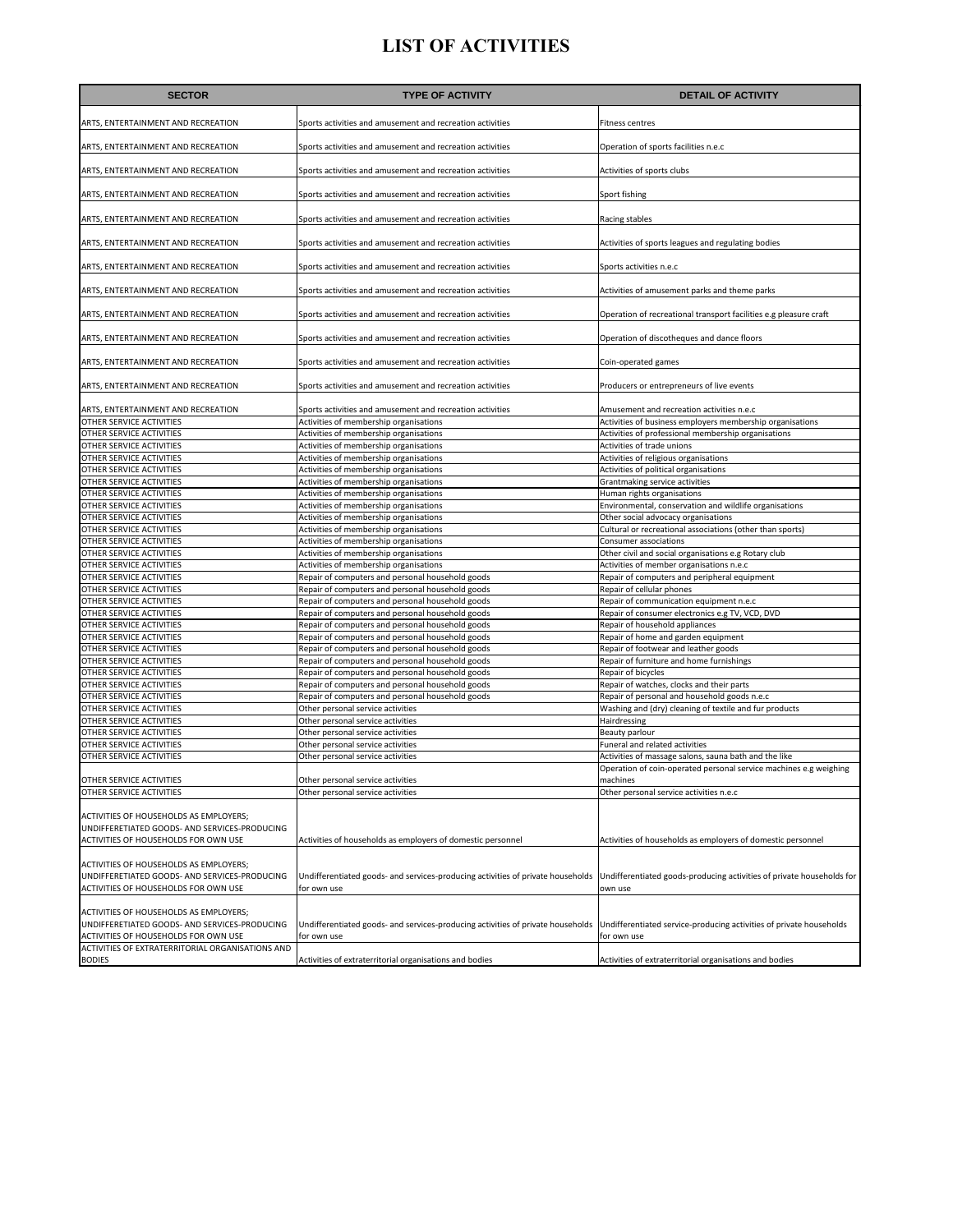# LIST OF ACTIVITIES

| SECTOR | TYPE OF ACTIVITY | DETAIL OF ACTIVITY |
|---|---|---|
| ARTS, ENTERTAINMENT AND RECREATION | Sports activities and amusement and recreation activities | Fitness centres |
| ARTS, ENTERTAINMENT AND RECREATION | Sports activities and amusement and recreation activities | Operation of sports facilities n.e.c |
| ARTS, ENTERTAINMENT AND RECREATION | Sports activities and amusement and recreation activities | Activities of sports clubs |
| ARTS, ENTERTAINMENT AND RECREATION | Sports activities and amusement and recreation activities | Sport fishing |
| ARTS, ENTERTAINMENT AND RECREATION | Sports activities and amusement and recreation activities | Racing stables |
| ARTS, ENTERTAINMENT AND RECREATION | Sports activities and amusement and recreation activities | Activities of sports leagues and regulating bodies |
| ARTS, ENTERTAINMENT AND RECREATION | Sports activities and amusement and recreation activities | Sports activities n.e.c |
| ARTS, ENTERTAINMENT AND RECREATION | Sports activities and amusement and recreation activities | Activities of amusement parks and theme parks |
| ARTS, ENTERTAINMENT AND RECREATION | Sports activities and amusement and recreation activities | Operation of recreational transport facilities e.g pleasure craft |
| ARTS, ENTERTAINMENT AND RECREATION | Sports activities and amusement and recreation activities | Operation of discotheques and dance floors |
| ARTS, ENTERTAINMENT AND RECREATION | Sports activities and amusement and recreation activities | Coin-operated games |
| ARTS, ENTERTAINMENT AND RECREATION | Sports activities and amusement and recreation activities | Producers or entrepreneurs of live events |
| ARTS, ENTERTAINMENT AND RECREATION | Sports activities and amusement and recreation activities | Amusement and recreation activities n.e.c |
| OTHER SERVICE ACTIVITIES | Activities of membership organisations | Activities of business employers membership organisations |
| OTHER SERVICE ACTIVITIES | Activities of membership organisations | Activities of professional membership organisations |
| OTHER SERVICE ACTIVITIES | Activities of membership organisations | Activities of trade unions |
| OTHER SERVICE ACTIVITIES | Activities of membership organisations | Activities of religious organisations |
| OTHER SERVICE ACTIVITIES | Activities of membership organisations | Activities of political organisations |
| OTHER SERVICE ACTIVITIES | Activities of membership organisations | Grantmaking service activities |
| OTHER SERVICE ACTIVITIES | Activities of membership organisations | Human rights organisations |
| OTHER SERVICE ACTIVITIES | Activities of membership organisations | Environmental, conservation and wildlife organisations |
| OTHER SERVICE ACTIVITIES | Activities of membership organisations | Other social advocacy organisations |
| OTHER SERVICE ACTIVITIES | Activities of membership organisations | Cultural or recreational associations (other than sports) |
| OTHER SERVICE ACTIVITIES | Activities of membership organisations | Consumer associations |
| OTHER SERVICE ACTIVITIES | Activities of membership organisations | Other civil and social organisations e.g Rotary club |
| OTHER SERVICE ACTIVITIES | Activities of membership organisations | Activities of member organisations n.e.c |
| OTHER SERVICE ACTIVITIES | Repair of computers and personal household goods | Repair of computers and peripheral equipment |
| OTHER SERVICE ACTIVITIES | Repair of computers and personal household goods | Repair of cellular phones |
| OTHER SERVICE ACTIVITIES | Repair of computers and personal household goods | Repair of communication equipment n.e.c |
| OTHER SERVICE ACTIVITIES | Repair of computers and personal household goods | Repair of consumer electronics e.g TV, VCD, DVD |
| OTHER SERVICE ACTIVITIES | Repair of computers and personal household goods | Repair of household appliances |
| OTHER SERVICE ACTIVITIES | Repair of computers and personal household goods | Repair of home and garden equipment |
| OTHER SERVICE ACTIVITIES | Repair of computers and personal household goods | Repair of footwear and leather goods |
| OTHER SERVICE ACTIVITIES | Repair of computers and personal household goods | Repair of furniture and home furnishings |
| OTHER SERVICE ACTIVITIES | Repair of computers and personal household goods | Repair of bicycles |
| OTHER SERVICE ACTIVITIES | Repair of computers and personal household goods | Repair of watches, clocks and their parts |
| OTHER SERVICE ACTIVITIES | Repair of computers and personal household goods | Repair of personal and household goods n.e.c |
| OTHER SERVICE ACTIVITIES | Other personal service activities | Washing and (dry) cleaning of textile and fur products |
| OTHER SERVICE ACTIVITIES | Other personal service activities | Hairdressing |
| OTHER SERVICE ACTIVITIES | Other personal service activities | Beauty parlour |
| OTHER SERVICE ACTIVITIES | Other personal service activities | Funeral and related activities |
| OTHER SERVICE ACTIVITIES | Other personal service activities | Activities of massage salons, sauna bath and the like |
| OTHER SERVICE ACTIVITIES | Other personal service activities | Operation of coin-operated personal service machines e.g weighing machines |
| OTHER SERVICE ACTIVITIES | Other personal service activities | Other personal service activities n.e.c |
| ACTIVITIES OF HOUSEHOLDS AS EMPLOYERS; UNDIFFERETIATED GOODS- AND SERVICES-PRODUCING ACTIVITIES OF HOUSEHOLDS FOR OWN USE | Activities of households as employers of domestic personnel | Activities of households as employers of domestic personnel |
| ACTIVITIES OF HOUSEHOLDS AS EMPLOYERS; UNDIFFERETIATED GOODS- AND SERVICES-PRODUCING ACTIVITIES OF HOUSEHOLDS FOR OWN USE | Undifferentiated goods- and services-producing activities of private households for own use | Undifferentiated goods-producing activities of private households for own use |
| ACTIVITIES OF HOUSEHOLDS AS EMPLOYERS; UNDIFFERETIATED GOODS- AND SERVICES-PRODUCING ACTIVITIES OF HOUSEHOLDS FOR OWN USE | Undifferentiated goods- and services-producing activities of private households for own use | Undifferentiated service-producing activities of private households for own use |
| ACTIVITIES OF EXTRATERRITORIAL ORGANISATIONS AND BODIES | Activities of extraterritorial organisations and bodies | Activities of extraterritorial organisations and bodies |